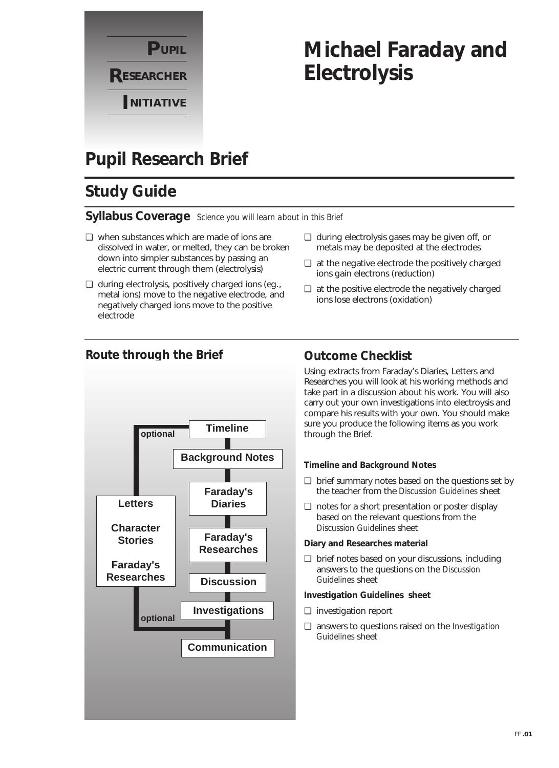**PUPIL RESEARCHER INITIATIVE**

# Michael Faraday and Electrolysis

## Pupil Research Brief

## Study Guide

### Syllabus Coverage *Science you will learn about in this Brief*

- ❑ when substances which are made of ions are dissolved in water, or melted, they can be broken down into simpler substances by passing an electric current through them (electrolysis)
- ❑ during electrolysis, positively charged ions (eg., metal ions) move to the negative electrode, and negatively charged ions move to the positive electrode
- ❑ during electrolysis gases may be given off, or metals may be deposited at the electrodes
- ❑ at the negative electrode the positively charged ions gain electrons (reduction)
- ❑ at the positive electrode the negatively charged ions lose electrons (oxidation)

### Route through the Brief

Timeline → Background Notes → Faraday's Diaries → Faraday's Researches → Discussion → Investigations → Communication

Optional route (from Timeline to Investigations): Letters, Character Stories, Faraday's Researches

### Outcome Checklist

Using extracts from Faraday's Diaries, Letters and Researches you will look at his working methods and take part in a discussion about his work. You will also carry out your own investigations into electroysis and compare his results with your own. You should make sure you produce the following items as you work through the Brief.

**Timeline and Background Notes**

- ❑ brief summary notes based on the questions set by the teacher from the *Discussion Guidelines* sheet
- ❑ notes for a short presentation or poster display based on the relevant questions from the *Discussion Guidelines* sheet

**Diary and Researches material**

- ❑ brief notes based on your discussions, including answers to the questions on the *Discussion Guidelines* sheet

**Investigation Guidelines sheet**

- ❑ investigation report
- ❑ answers to questions raised on the *Investigation Guidelines* sheet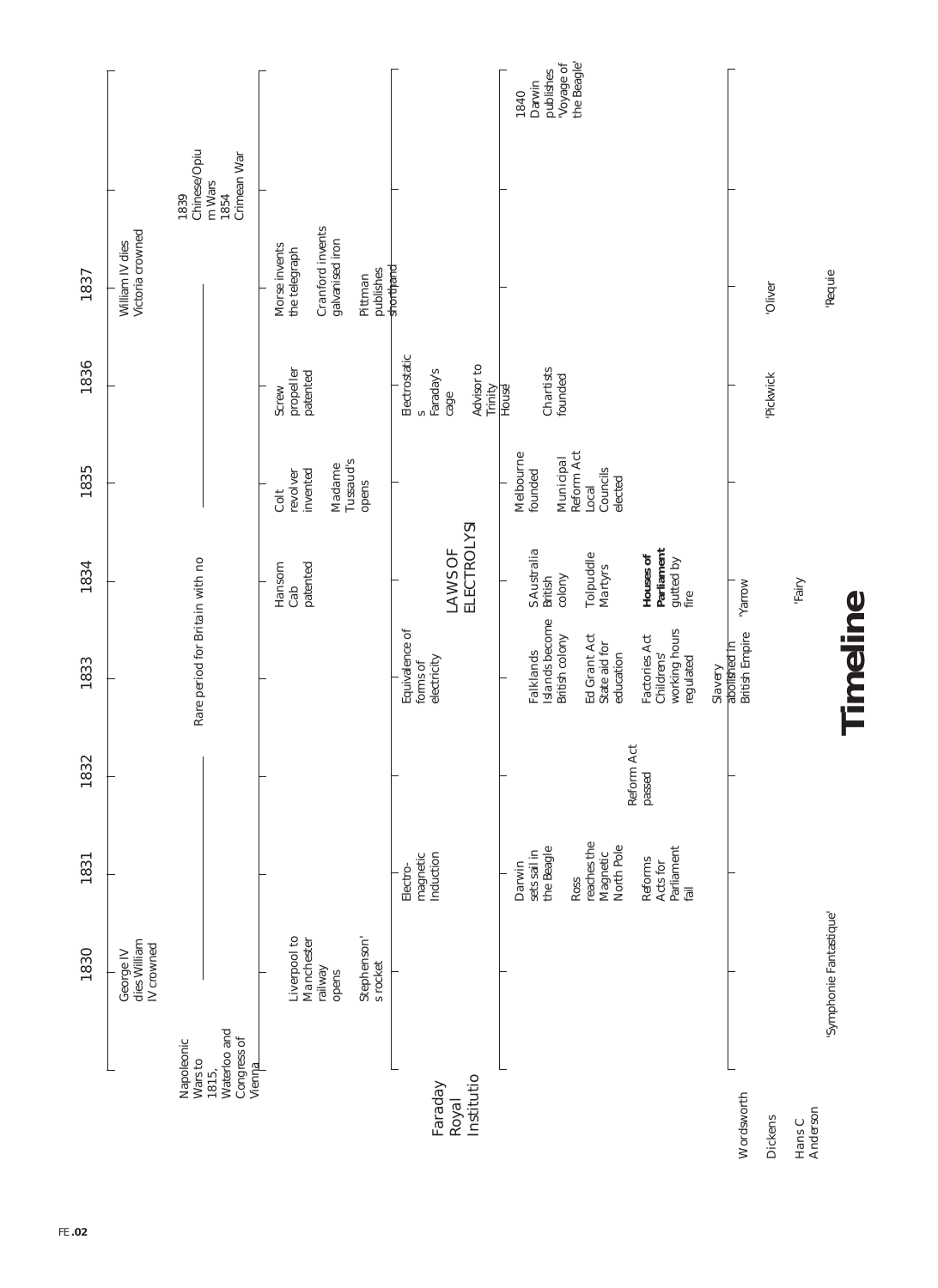# Timeline

| | 1830 | 1831 | 1832 | 1833 | 1834 | 1835 | 1836 | 1837 | | |
|---|---|---|---|---|---|---|---|---|---|---|
| | George IV dies William IV crowned | | | | | | | William IV dies Victoria crowned | | |
| Napoleonic Wars to 1815, Waterloo and Congress of Vienna | Rare period for Britain with no | | | | | | | | 1839 Chinese/Opium Wars 1854 Crimean War | |
| | Liverpool to Manchester railway opens<br>Stephenson's rocket | | | | Hansom Cab patented | Colt revolver invented<br>Madame Tussaud's opens | Screw propeller patented | Morse invents the telegraph<br>Cranford invents galvanised iron<br>Pittman publishes shorthand | | |
| Faraday Royal Institution | | Electro-magnetic Induction | | Equivalence of forms of electricity | LAWS OF ELECTROLYSIS | | Electrostatics Faraday's cage<br>Advisor to Trinity House | | | |
| | | Darwin sets sail in the Beagle<br>Ross reaches the Magnetic North Pole<br>Reforms Acts for Parliament fail | Reform Act passed | Falklands Islands become British colony<br>Ed Grant Act State aid for education<br>Factories Act Childrens' working hours regulated<br>Slavery abolished in British Empire | S Australia British colony<br>Tolpuddle Martyrs<br>**Houses of Parliament gutted by fire** | Melbourne founded<br>Municipal Reform Act Local Councils elected | Chartists founded | | | 1840 Darwin publishes 'Voyage of the Beagle' |
| Wordsworth | | | | | 'Yarrow | | | | | |
| Dickens | | | | | | | 'Pickwick | 'Oliver | | |
| Hans C Anderson | | | | | 'Fairy | | | | | |
| | 'Symphonie Fantastique' | | | | | | | 'Requie | | |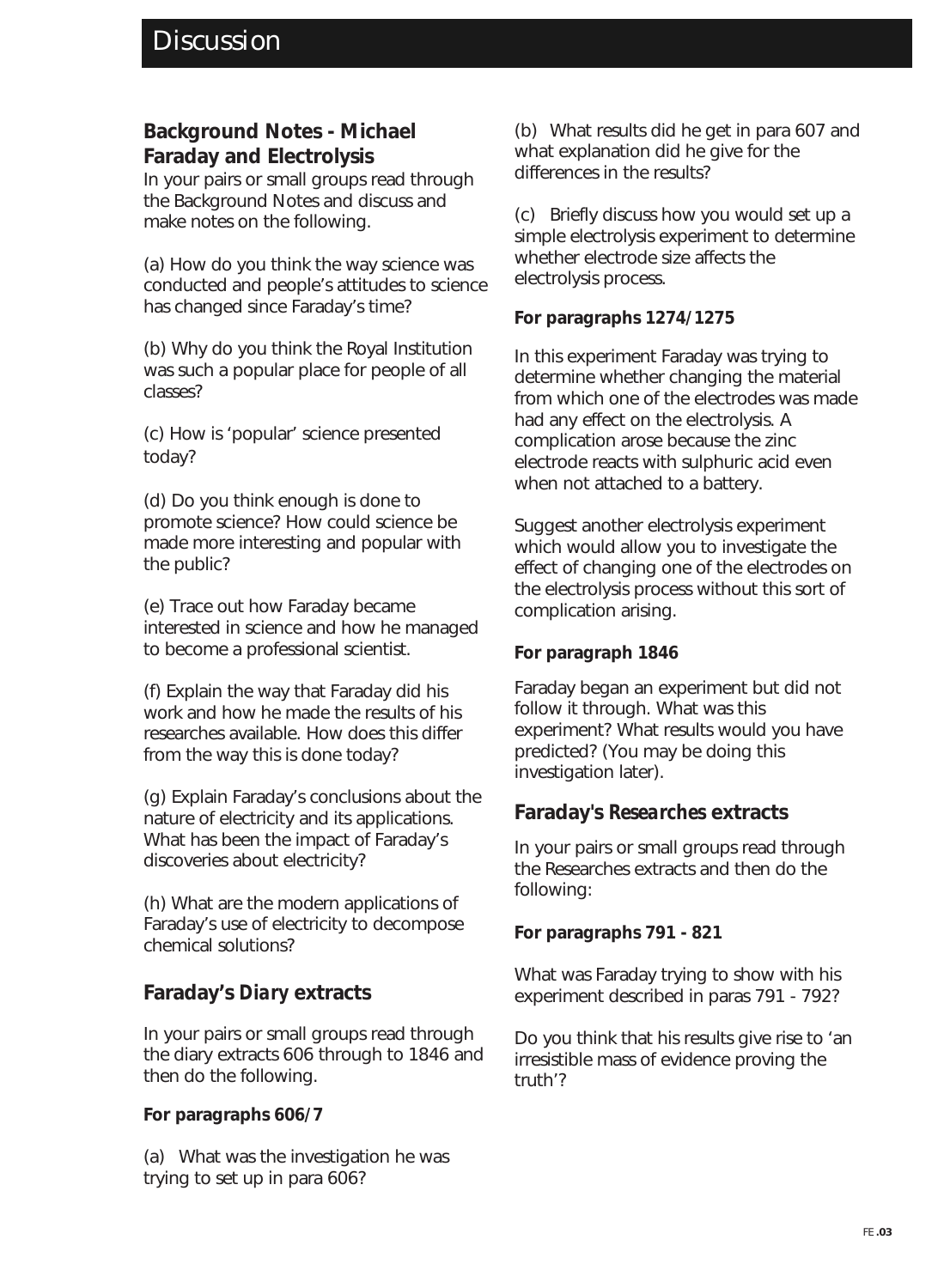# Discussion

## Background Notes - Michael Faraday and Electrolysis

In your pairs or small groups read through the Background Notes and discuss and make notes on the following.

(a) How do you think the way science was conducted and people's attitudes to science has changed since Faraday's time?

(b) Why do you think the Royal Institution was such a popular place for people of all classes?

(c) How is 'popular' science presented today?

(d) Do you think enough is done to promote science? How could science be made more interesting and popular with the public?

(e) Trace out how Faraday became interested in science and how he managed to become a professional scientist.

(f) Explain the way that Faraday did his work and how he made the results of his researches available. How does this differ from the way this is done today?

(g) Explain Faraday's conclusions about the nature of electricity and its applications. What has been the impact of Faraday's discoveries about electricity?

(h) What are the modern applications of Faraday's use of electricity to decompose chemical solutions?

## Faraday's *Diary* extracts

In your pairs or small groups read through the diary extracts 606 through to 1846 and then do the following.

**For paragraphs 606/7**

(a) What was the investigation he was trying to set up in para 606?

(b) What results did he get in para 607 and what explanation did he give for the differences in the results?

(c) Briefly discuss how you would set up a simple electrolysis experiment to determine whether electrode size affects the electrolysis process.

**For paragraphs 1274/1275**

In this experiment Faraday was trying to determine whether changing the material from which one of the electrodes was made had any effect on the electrolysis. A complication arose because the zinc electrode reacts with sulphuric acid even when not attached to a battery.

Suggest another electrolysis experiment which would allow you to investigate the effect of changing one of the electrodes on the electrolysis process without this sort of complication arising.

**For paragraph 1846**

Faraday began an experiment but did not follow it through. What was this experiment? What results would you have predicted? (You may be doing this investigation later).

## Faraday's *Researches* extracts

In your pairs or small groups read through the Researches extracts and then do the following:

**For paragraphs 791 - 821**

What was Faraday trying to show with his experiment described in paras 791 - 792?

Do you think that his results give rise to 'an irresistible mass of evidence proving the truth'?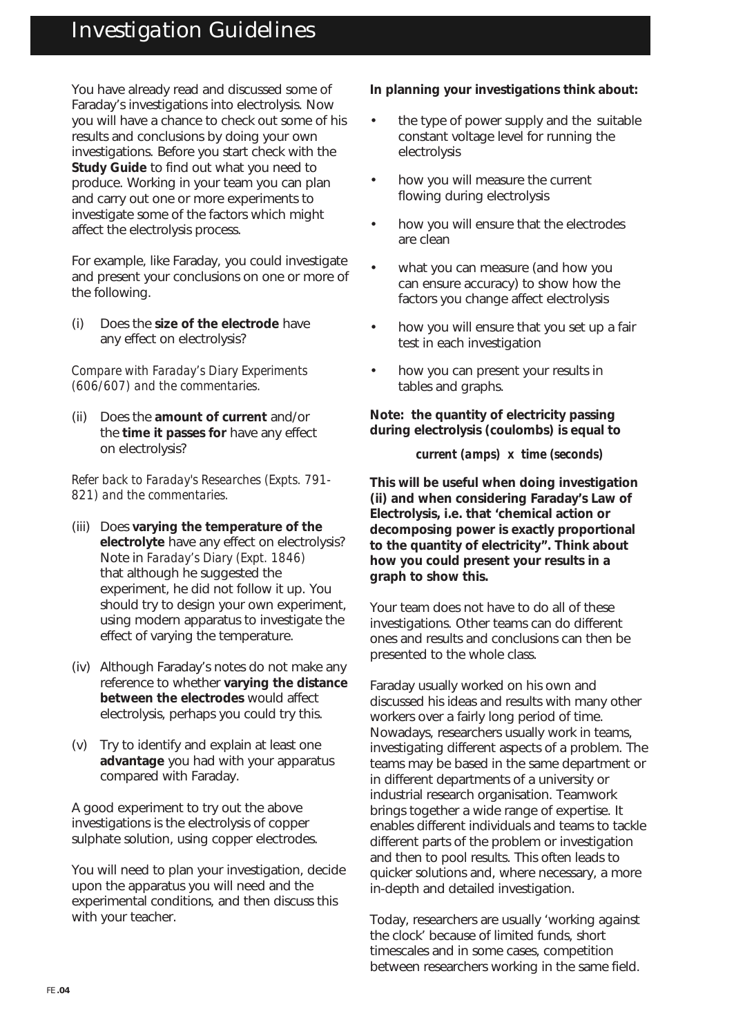# Investigation Guidelines

You have already read and discussed some of Faraday's investigations into electrolysis. Now you will have a chance to check out some of his results and conclusions by doing your own investigations. Before you start check with the **Study Guide** to find out what you need to produce. Working in your team you can plan and carry out one or more experiments to investigate some of the factors which might affect the electrolysis process.

For example, like Faraday, you could investigate and present your conclusions on one or more of the following.

(i) Does the **size of the electrode** have any effect on electrolysis?

*Compare with Faraday's Diary Experiments (606/607) and the commentaries.*

(ii) Does the **amount of current** and/or the **time it passes for** have any effect on electrolysis?

*Refer back to Faraday's Researches (Expts. 791-821) and the commentaries.*

(iii) Does **varying the temperature of the electrolyte** have any effect on electrolysis? Note in *Faraday's Diary (Expt. 1846)* that although he suggested the experiment, he did not follow it up. You should try to design your own experiment, using modern apparatus to investigate the effect of varying the temperature.

(iv) Although Faraday's notes do not make any reference to whether **varying the distance between the electrodes** would affect electrolysis, perhaps you could try this.

(v) Try to identify and explain at least one **advantage** you had with your apparatus compared with Faraday.

A good experiment to try out the above investigations is the electrolysis of copper sulphate solution, using copper electrodes.

You will need to plan your investigation, decide upon the apparatus you will need and the experimental conditions, and then discuss this with your teacher.

**In planning your investigations think about:**

- the type of power supply and the suitable constant voltage level for running the electrolysis
- how you will measure the current flowing during electrolysis
- how you will ensure that the electrodes are clean
- what you can measure (and how you can ensure accuracy) to show how the factors you change affect electrolysis
- how you will ensure that you set up a fair test in each investigation
- how you can present your results in tables and graphs.

**Note: the quantity of electricity passing during electrolysis (coulombs) is equal to**

***current (amps) x time (seconds)***

**This will be useful when doing investigation (ii) and when considering Faraday's Law of Electrolysis, i.e. that 'chemical action or decomposing power is exactly proportional to the quantity of electricity". Think about how you could present your results in a graph to show this.**

Your team does not have to do all of these investigations. Other teams can do different ones and results and conclusions can then be presented to the whole class.

Faraday usually worked on his own and discussed his ideas and results with many other workers over a fairly long period of time. Nowadays, researchers usually work in teams, investigating different aspects of a problem. The teams may be based in the same department or in different departments of a university or industrial research organisation. Teamwork brings together a wide range of expertise. It enables different individuals and teams to tackle different parts of the problem or investigation and then to pool results. This often leads to quicker solutions and, where necessary, a more in-depth and detailed investigation.

Today, researchers are usually 'working against the clock' because of limited funds, short timescales and in some cases, competition between researchers working in the same field.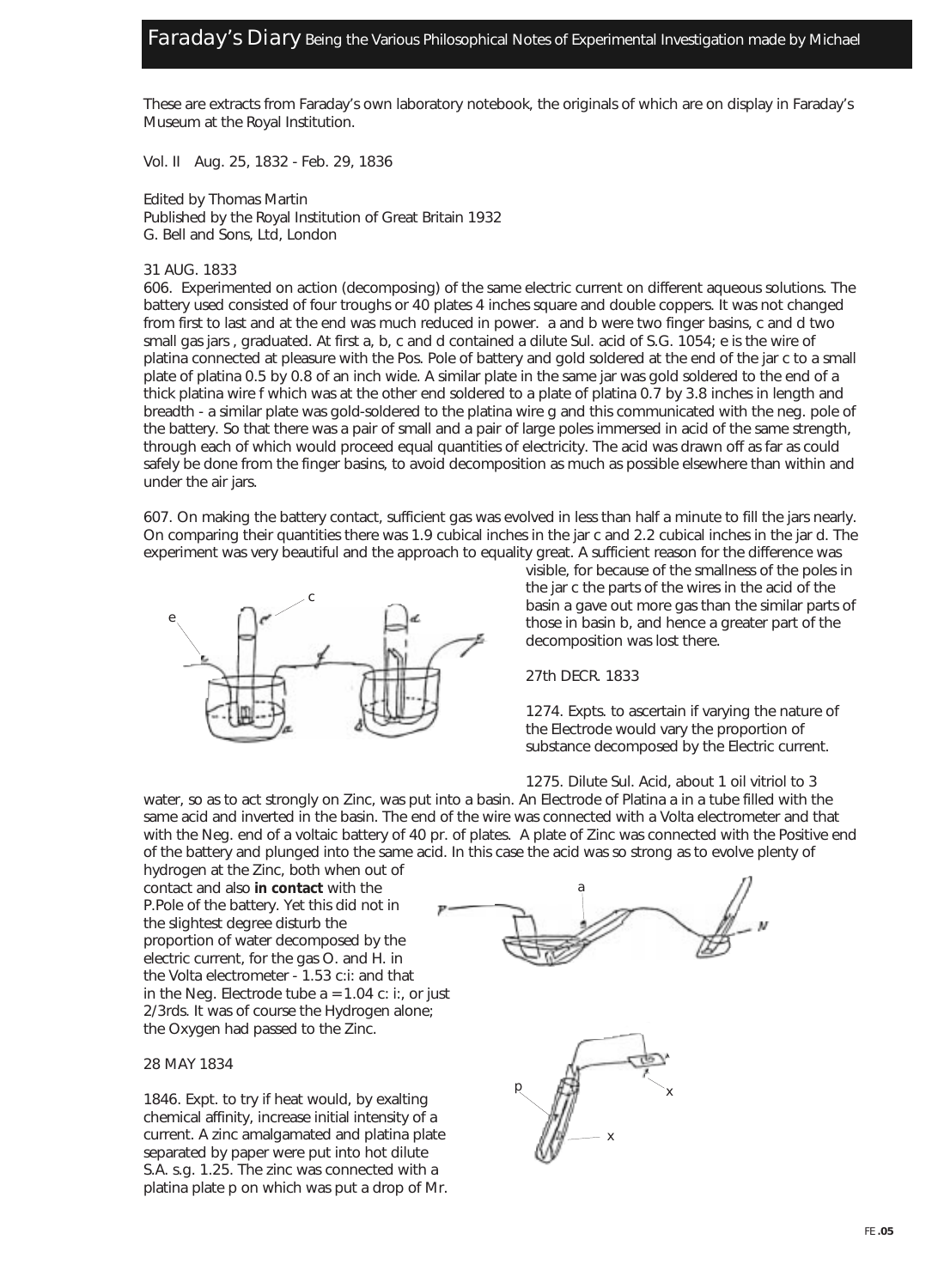## Faraday's Diary Being the Various Philosophical Notes of Experimental Investigation made by Michael

These are extracts from Faraday's own laboratory notebook, the originals of which are on display in Faraday's Museum at the Royal Institution.

Vol. II Aug. 25, 1832 - Feb. 29, 1836

Edited by Thomas Martin
Published by the Royal Institution of Great Britain 1932
G. Bell and Sons, Ltd, London

31 AUG. 1833

606. Experimented on action (decomposing) of the same electric current on different aqueous solutions. The battery used consisted of four troughs or 40 plates 4 inches square and double coppers. It was not changed from first to last and at the end was much reduced in power. a and b were two finger basins, c and d two small gas jars , graduated. At first a, b, c and d contained a dilute Sul. acid of S.G. 1054; e is the wire of platina connected at pleasure with the Pos. Pole of battery and gold soldered at the end of the jar c to a small plate of platina 0.5 by 0.8 of an inch wide. A similar plate in the same jar was gold soldered to the end of a thick platina wire f which was at the other end soldered to a plate of platina 0.7 by 3.8 inches in length and breadth - a similar plate was gold-soldered to the platina wire g and this communicated with the neg. pole of the battery. So that there was a pair of small and a pair of large poles immersed in acid of the same strength, through each of which would proceed equal quantities of electricity. The acid was drawn off as far as could safely be done from the finger basins, to avoid decomposition as much as possible elsewhere than within and under the air jars.

607. On making the battery contact, sufficient gas was evolved in less than half a minute to fill the jars nearly. On comparing their quantities there was 1.9 cubical inches in the jar c and 2.2 cubical inches in the jar d. The experiment was very beautiful and the approach to equality great. A sufficient reason for the difference was visible, for because of the smallness of the poles in the jar c the parts of the wires in the acid of the basin a gave out more gas than the similar parts of those in basin b, and hence a greater part of the decomposition was lost there.

27th DECR. 1833

1274. Expts. to ascertain if varying the nature of the Electrode would vary the proportion of substance decomposed by the Electric current.

1275. Dilute Sul. Acid, about 1 oil vitriol to 3 water, so as to act strongly on Zinc, was put into a basin. An Electrode of Platina a in a tube filled with the same acid and inverted in the basin. The end of the wire was connected with a Volta electrometer and that with the Neg. end of a voltaic battery of 40 pr. of plates. A plate of Zinc was connected with the Positive end of the battery and plunged into the same acid. In this case the acid was so strong as to evolve plenty of hydrogen at the Zinc, both when out of contact and also **in contact** with the P.Pole of the battery. Yet this did not in the slightest degree disturb the proportion of water decomposed by the electric current, for the gas O. and H. in the Volta electrometer - 1.53 c:i: and that in the Neg. Electrode tube a = 1.04 c: i:, or just 2/3rds. It was of course the Hydrogen alone; the Oxygen had passed to the Zinc.

28 MAY 1834

1846. Expt. to try if heat would, by exalting chemical affinity, increase initial intensity of a current. A zinc amalgamated and platina plate separated by paper were put into hot dilute S.A. s.g. 1.25. The zinc was connected with a platina plate p on which was put a drop of Mr.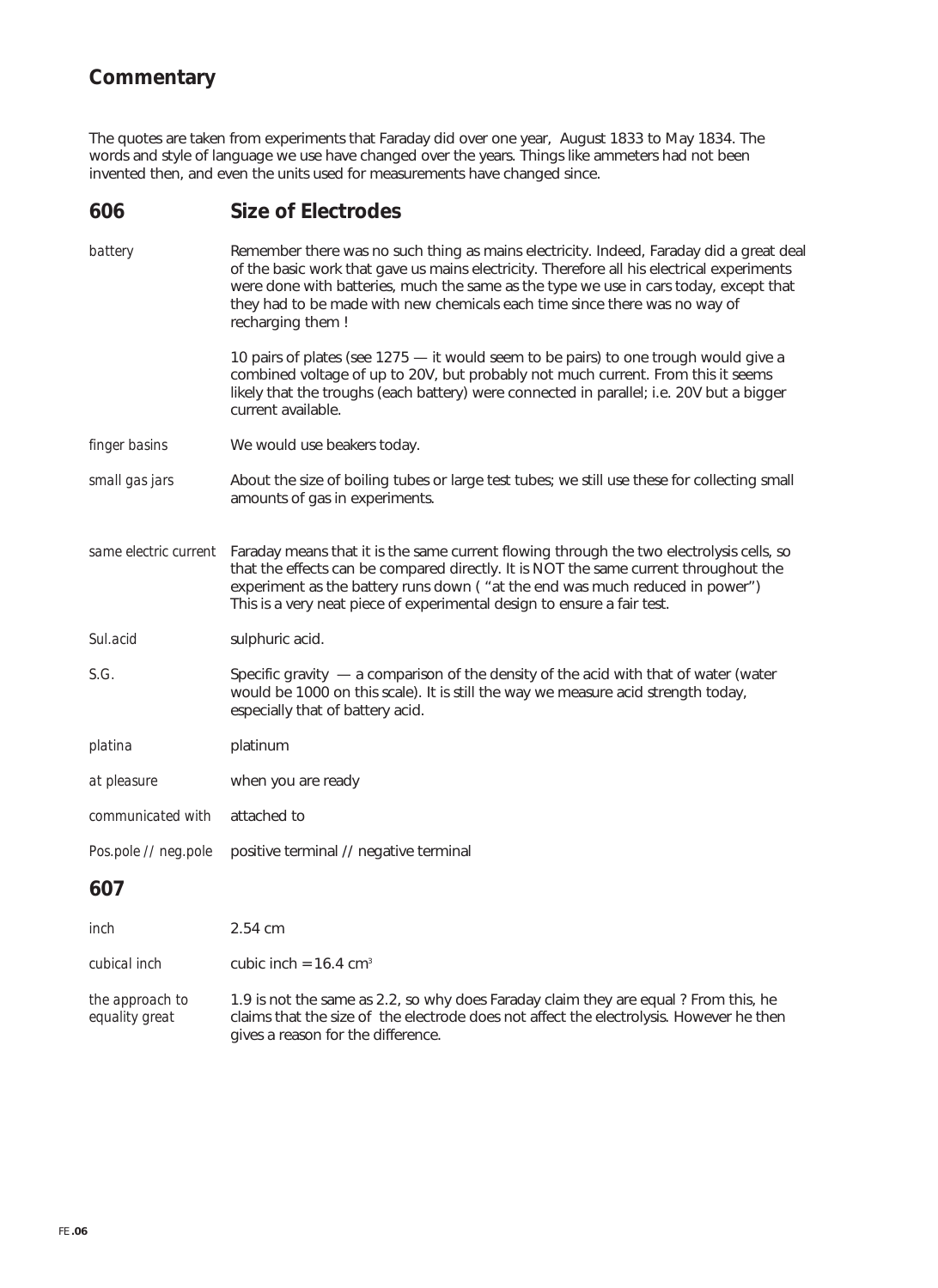## Commentary

The quotes are taken from experiments that Faraday did over one year, August 1833 to May 1834. The words and style of language we use have changed over the years. Things like ammeters had not been invented then, and even the units used for measurements have changed since.

## 606 Size of Electrodes

*battery* — Remember there was no such thing as mains electricity. Indeed, Faraday did a great deal of the basic work that gave us mains electricity. Therefore all his electrical experiments were done with batteries, much the same as the type we use in cars today, except that they had to be made with new chemicals each time since there was no way of recharging them !

10 pairs of plates (see 1275 — it would seem to be pairs) to one trough would give a combined voltage of up to 20V, but probably not much current. From this it seems likely that the troughs (each battery) were connected in parallel; i.e. 20V but a bigger current available.

*finger basins* — We would use beakers today.

*small gas jars* — About the size of boiling tubes or large test tubes; we still use these for collecting small amounts of gas in experiments.

*same electric current* — Faraday means that it is the same current flowing through the two electrolysis cells, so that the effects can be compared directly. It is NOT the same current throughout the experiment as the battery runs down ( "at the end was much reduced in power") This is a very neat piece of experimental design to ensure a fair test.

*Sul.acid* — sulphuric acid.

*S.G.* — Specific gravity — a comparison of the density of the acid with that of water (water would be 1000 on this scale). It is still the way we measure acid strength today, especially that of battery acid.

*platina* — platinum

*at pleasure* — when you are ready

*communicated with* — attached to

*Pos.pole // neg.pole* — positive terminal // negative terminal

## 607

*inch* — 2.54 cm

*cubical inch* — cubic inch = 16.4 $cm^3$

*the approach to equality great* — 1.9 is not the same as 2.2, so why does Faraday claim they are equal ? From this, he claims that the size of the electrode does not affect the electrolysis. However he then gives a reason for the difference.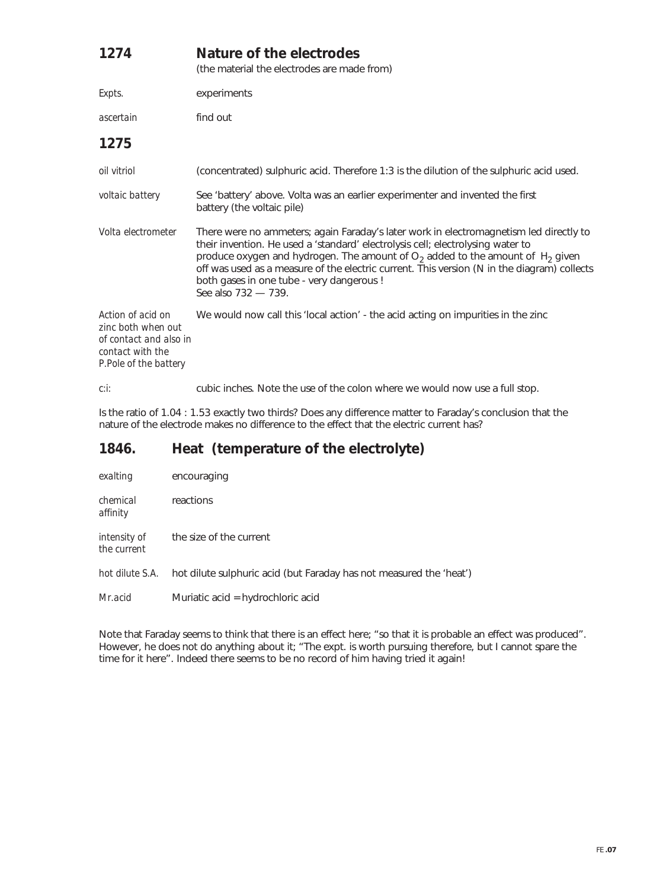## 1274 Nature of the electrodes

(the material the electrodes are made from)

| | |
|---|---|
| *Expts.* | experiments |
| *ascertain* | find out |

## 1275

| | |
|---|---|
| *oil vitriol* | (concentrated) sulphuric acid. Therefore 1:3 is the dilution of the sulphuric acid used. |
| *voltaic battery* | See 'battery' above. Volta was an earlier experimenter and invented the first battery (the voltaic pile) |
| *Volta electrometer* | There were no ammeters; again Faraday's later work in electromagnetism led directly to their invention. He used a 'standard' electrolysis cell; electrolysing water to produce oxygen and hydrogen. The amount of $O_2$ added to the amount of $H_2$ given off was used as a measure of the electric current. This version (N in the diagram) collects both gases in one tube - very dangerous ! See also 732 — 739. |
| *Action of acid on zinc both when out of contact and also in contact with the P.Pole of the battery* | We would now call this 'local action' - the acid acting on impurities in the zinc |
| *c:i:* | cubic inches. Note the use of the colon where we would now use a full stop. |

Is the ratio of 1.04 : 1.53 exactly two thirds? Does any difference matter to Faraday's conclusion that the nature of the electrode makes no difference to the effect that the electric current has?

## 1846. Heat (temperature of the electrolyte)

| | |
|---|---|
| *exalting* | encouraging |
| *chemical affinity* | reactions |
| *intensity of the current* | the size of the current |
| *hot dilute S.A.* | hot dilute sulphuric acid (but Faraday has not measured the 'heat') |
| *Mr.acid* | Muriatic acid = hydrochloric acid |

Note that Faraday seems to think that there is an effect here; "so that it is probable an effect was produced". However, he does not do anything about it; "The expt. is worth pursuing therefore, but I cannot spare the time for it here". Indeed there seems to be no record of him having tried it again!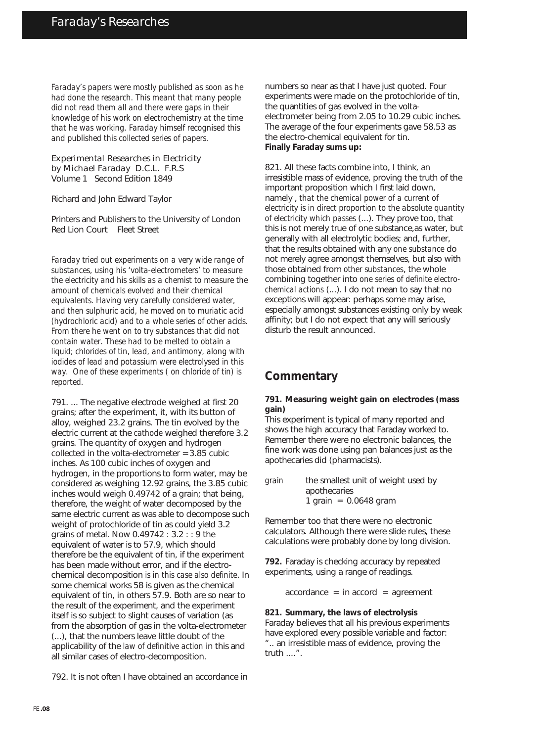*Faraday's papers were mostly published as soon as he had done the research. This meant that many people did not read them all and there were gaps in their knowledge of his work on electrochemistry at the time that he was working. Faraday himself recognised this and published this collected series of papers.*

Experimental Researches in Electricity
by Michael Faraday D.C.L. F.R.S
Volume 1 Second Edition 1849

Richard and John Edward Taylor

Printers and Publishers to the University of London
Red Lion Court Fleet Street

*Faraday tried out experiments on a very wide range of substances, using his 'volta-electrometers' to measure the electricity and his skills as a chemist to measure the amount of chemicals evolved and their chemical equivalents. Having very carefully considered water, and then sulphuric acid, he moved on to muriatic acid (hydrochloric acid) and to a whole series of other acids. From there he went on to try substances that did not contain water. These had to be melted to obtain a liquid; chlorides of tin, lead, and antimony, along with iodides of lead and potassium were electrolysed in this way. One of these experiments ( on chloride of tin) is reported.*

791. ... The negative electrode weighed at first 20 grains; after the experiment, it, with its button of alloy, weighed 23.2 grains. The tin evolved by the electric current at the *cathode* weighed therefore 3.2 grains. The quantity of oxygen and hydrogen collected in the volta-electrometer = 3.85 cubic inches. As 100 cubic inches of oxygen and hydrogen, in the proportions to form water, may be considered as weighing 12.92 grains, the 3.85 cubic inches would weigh 0.49742 of a grain; that being, therefore, the weight of water decomposed by the same electric current as was able to decompose such weight of protochloride of tin as could yield 3.2 grains of metal. Now 0.49742 : 3.2 : : 9 the equivalent of water is to 57.9, which should therefore be the equivalent of tin, if the experiment has been made without error, and if the electro-chemical decomposition *is in this case also definite*. In some chemical works 58 is given as the chemical equivalent of tin, in others 57.9. Both are so near to the result of the experiment, and the experiment itself is so subject to slight causes of variation (as from the absorption of gas in the volta-electrometer (...), that the numbers leave little doubt of the applicability of the *law of definitive action* in this and all similar cases of electro-decomposition.

792. It is not often I have obtained an accordance in numbers so near as that I have just quoted. Four experiments were made on the protochloride of tin, the quantities of gas evolved in the volta-electrometer being from 2.05 to 10.29 cubic inches. The average of the four experiments gave 58.53 as the electro-chemical equivalent for tin.

**Finally Faraday sums up:**

821. All these facts combine into, I think, an irresistible mass of evidence, proving the truth of the important proposition which I first laid down, namely , *that the chemical power of a current of electricity is in direct proportion to the absolute quantity of electricity which passes* (...). They prove too, that this is not merely true of one substance,as water, but generally with all electrolytic bodies; and, further, that the results obtained with any *one substance* do not merely agree amongst themselves, but also with those obtained from *other substances*, the whole combining together into *one series of definite electro-chemical actions* (...). I do not mean to say that no exceptions will appear: perhaps some may arise, especially amongst substances existing only by weak affinity; but I do not expect that any will seriously disturb the result announced.

## Commentary

**791. Measuring weight gain on electrodes (mass gain)**

This experiment is typical of many reported and shows the high accuracy that Faraday worked to. Remember there were no electronic balances, the fine work was done using pan balances just as the apothecaries did (pharmacists).

*grain* the smallest unit of weight used by apothecaries
1 grain = 0.0648 gram

Remember too that there were no electronic calculators. Although there were slide rules, these calculations were probably done by long division.

**792.** Faraday is checking accuracy by repeated experiments, using a range of readings.

accordance = in accord = agreement

**821. Summary, the laws of electrolysis**

Faraday believes that all his previous experiments have explored every possible variable and factor: ".. an irresistible mass of evidence, proving the truth ....".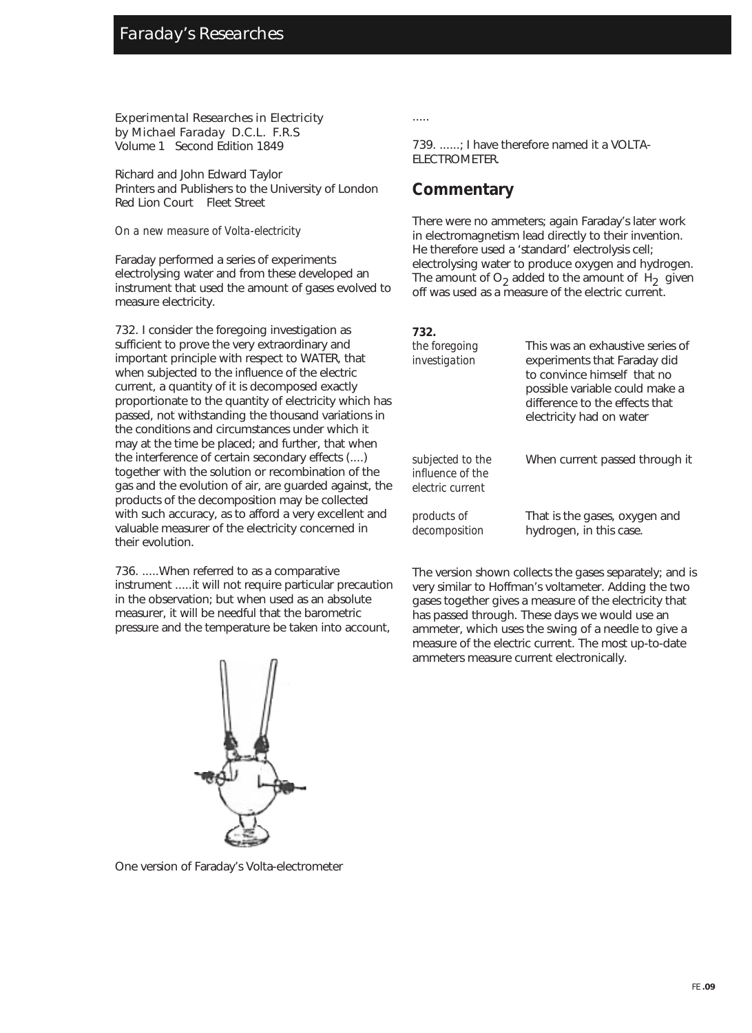*Experimental Researches in Electricity*
*by Michael Faraday D.C.L. F.R.S*
Volume 1 Second Edition 1849

Richard and John Edward Taylor
Printers and Publishers to the University of London
Red Lion Court Fleet Street

*On a new measure of Volta-electricity*

Faraday performed a series of experiments electrolysing water and from these developed an instrument that used the amount of gases evolved to measure electricity.

732. I consider the foregoing investigation as sufficient to prove the very extraordinary and important principle with respect to WATER, that when subjected to the influence of the electric current, a quantity of it is decomposed exactly proportionate to the quantity of electricity which has passed, not withstanding the thousand variations in the conditions and circumstances under which it may at the time be placed; and further, that when the interference of certain secondary effects (....) together with the solution or recombination of the gas and the evolution of air, are guarded against, the products of the decomposition may be collected with such accuracy, as to afford a very excellent and valuable measurer of the electricity concerned in their evolution.

736. .....When referred to as a comparative instrument .....it will not require particular precaution in the observation; but when used as an absolute measurer, it will be needful that the barometric pressure and the temperature be taken into account,

One version of Faraday's Volta-electrometer

.....

739. ......; I have therefore named it a VOLTA-ELECTROMETER.

## Commentary

There were no ammeters; again Faraday's later work in electromagnetism lead directly to their invention. He therefore used a 'standard' electrolysis cell; electrolysing water to produce oxygen and hydrogen. The amount of $O_2$ added to the amount of $H_2$ given off was used as a measure of the electric current.

**732.**

| | |
|---|---|
| *the foregoing investigation* | This was an exhaustive series of experiments that Faraday did to convince himself that no possible variable could make a difference to the effects that electricity had on water |
| *subjected to the influence of the electric current* | When current passed through it |
| *products of decomposition* | That is the gases, oxygen and hydrogen, in this case. |

The version shown collects the gases separately; and is very similar to Hoffman's voltameter. Adding the two gases together gives a measure of the electricity that has passed through. These days we would use an ammeter, which uses the swing of a needle to give a measure of the electric current. The most up-to-date ammeters measure current electronically.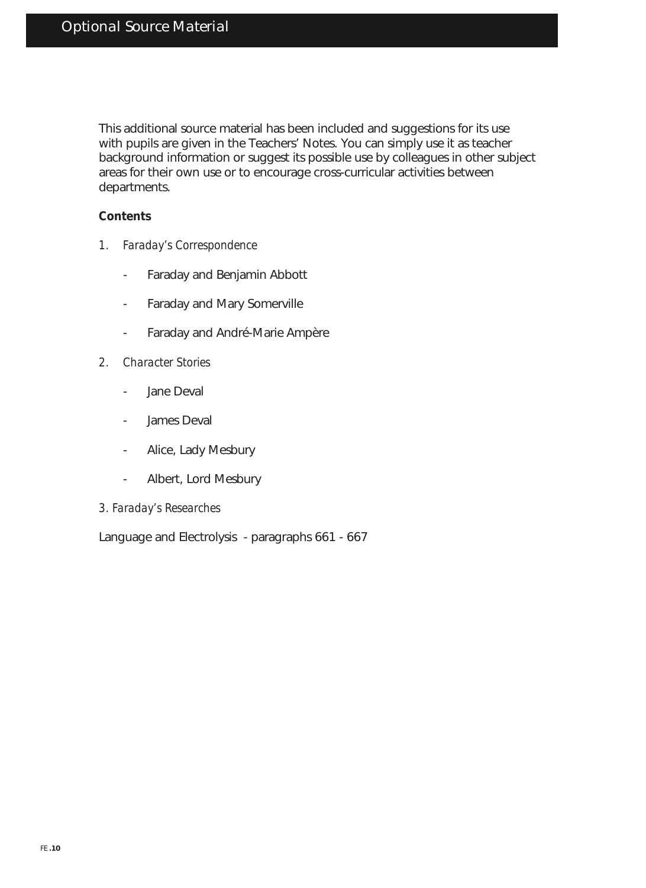# Optional Source Material

This additional source material has been included and suggestions for its use with pupils are given in the Teachers' Notes. You can simply use it as teacher background information or suggest its possible use by colleagues in other subject areas for their own use or to encourage cross-curricular activities between departments.

**Contents**

1. *Faraday's Correspondence*
   - Faraday and Benjamin Abbott
   - Faraday and Mary Somerville
   - Faraday and André-Marie Ampère
2. *Character Stories*
   - Jane Deval
   - James Deval
   - Alice, Lady Mesbury
   - Albert, Lord Mesbury
3. *Faraday's Researches*

Language and Electrolysis - paragraphs 661 - 667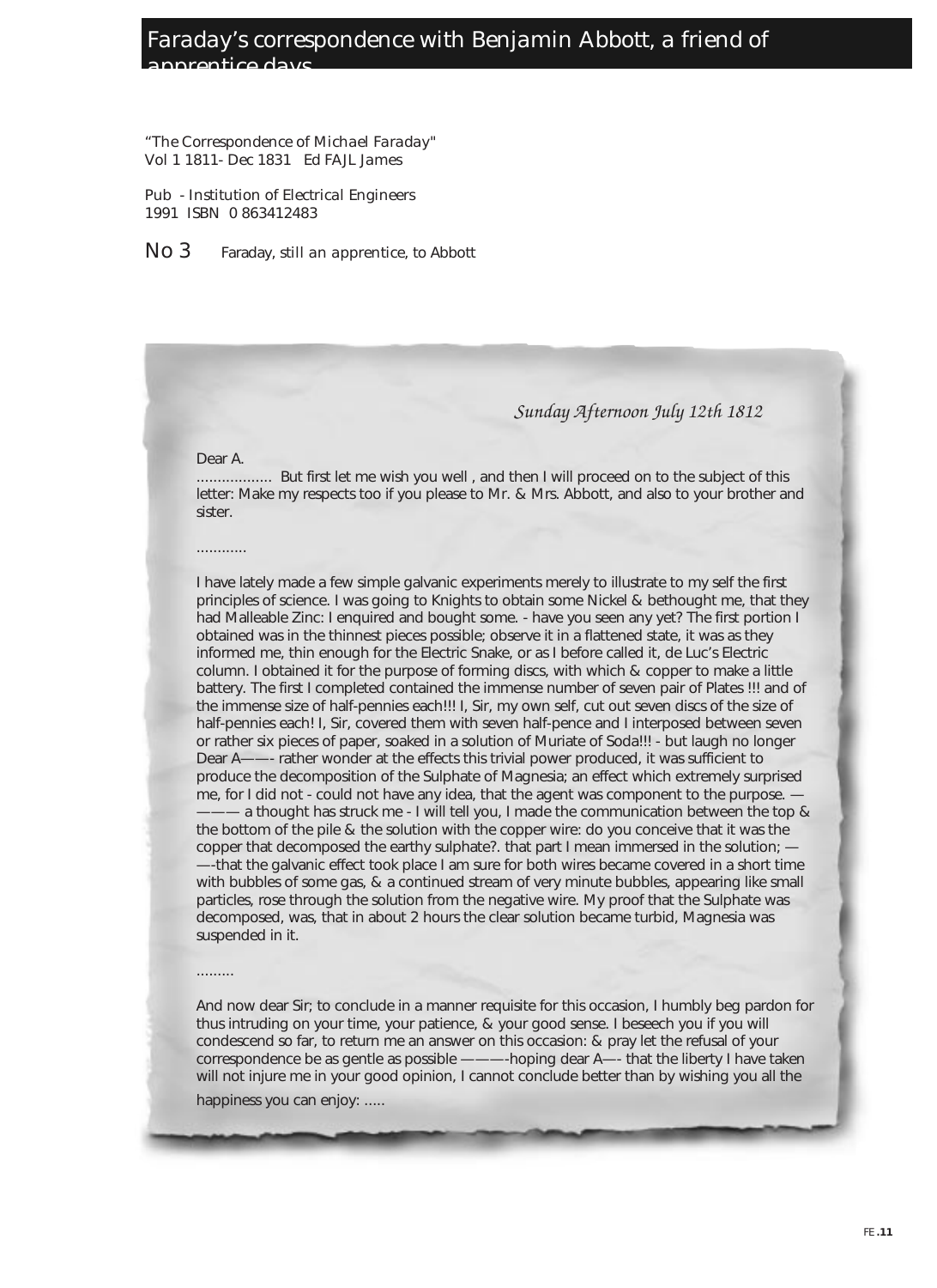# Faraday's correspondence with Benjamin Abbott, a friend of apprentice days

"The Correspondence of Michael Faraday"
Vol 1 1811- Dec 1831 Ed FAJL James

Pub - Institution of Electrical Engineers
1991 ISBN 0 863412483

## No 3 Faraday, still an apprentice, to Abbott

*Sunday Afternoon July 12th 1812*

Dear A.

.................. But first let me wish you well , and then I will proceed on to the subject of this letter: Make my respects too if you please to Mr. & Mrs. Abbott, and also to your brother and sister.

............

I have lately made a few simple galvanic experiments merely to illustrate to my self the first principles of science. I was going to Knights to obtain some Nickel & bethought me, that they had Malleable Zinc: I enquired and bought some. - have you seen any yet? The first portion I obtained was in the thinnest pieces possible; observe it in a flattened state, it was as they informed me, thin enough for the Electric Snake, or as I before called it, de Luc's Electric column. I obtained it for the purpose of forming discs, with which & copper to make a little battery. The first I completed contained the immense number of seven pair of Plates !!! and of the immense size of half-pennies each!!! I, Sir, my own self, cut out seven discs of the size of half-pennies each! I, Sir, covered them with seven half-pence and I interposed between seven or rather six pieces of paper, soaked in a solution of Muriate of Soda!!! - but laugh no longer Dear A——- rather wonder at the effects this trivial power produced, it was sufficient to produce the decomposition of the Sulphate of Magnesia; an effect which extremely surprised me, for I did not - could not have any idea, that the agent was component to the purpose. ———— a thought has struck me - I will tell you, I made the communication between the top & the bottom of the pile & the solution with the copper wire: do you conceive that it was the copper that decomposed the earthy sulphate?. that part I mean immersed in the solution; ——-that the galvanic effect took place I am sure for both wires became covered in a short time with bubbles of some gas, & a continued stream of very minute bubbles, appearing like small particles, rose through the solution from the negative wire. My proof that the Sulphate was decomposed, was, that in about 2 hours the clear solution became turbid, Magnesia was suspended in it.

.........

And now dear Sir; to conclude in a manner requisite for this occasion, I humbly beg pardon for thus intruding on your time, your patience, & your good sense. I beseech you if you will condescend so far, to return me an answer on this occasion: & pray let the refusal of your correspondence be as gentle as possible ———-hoping dear A—- that the liberty I have taken will not injure me in your good opinion, I cannot conclude better than by wishing you all the happiness you can enjoy: .....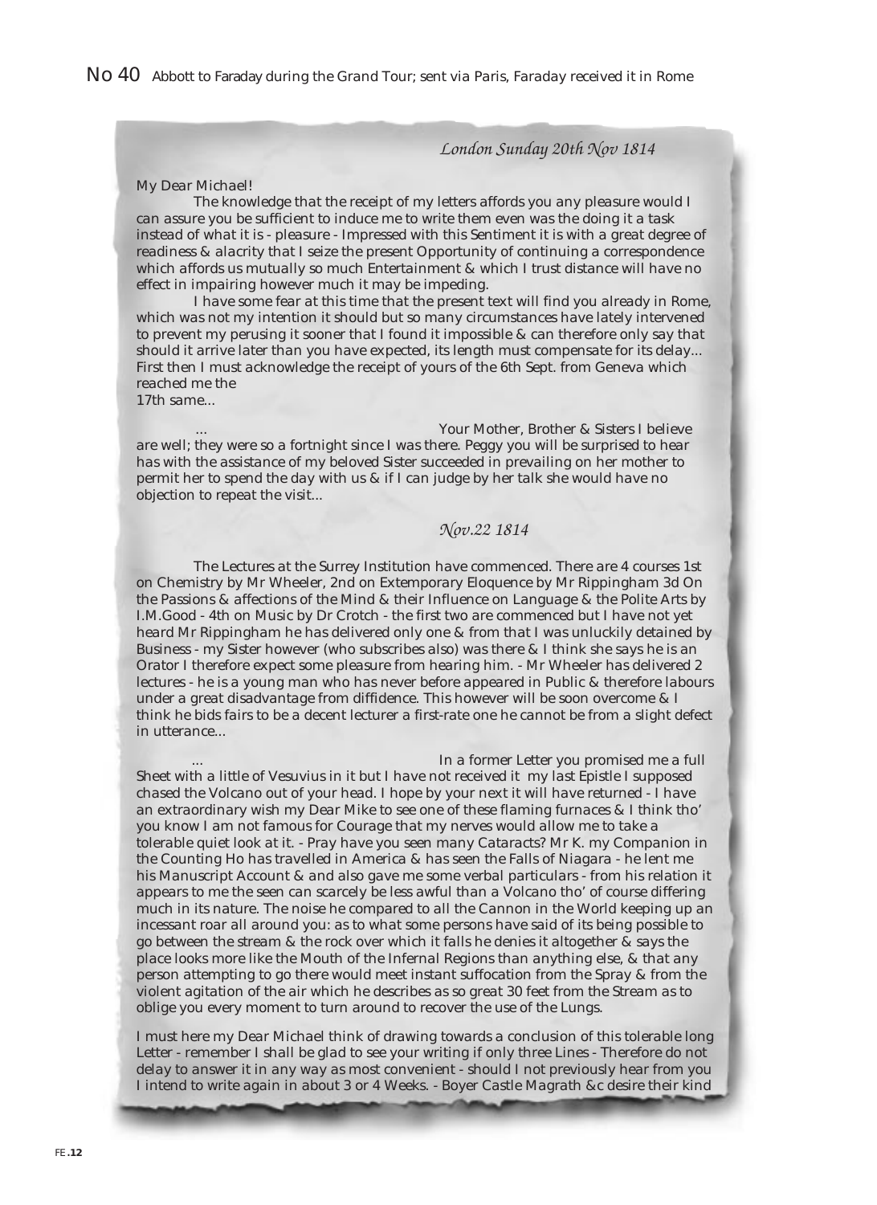## No 40 Abbott to Faraday during the Grand Tour; sent via Paris, Faraday received it in Rome

*London Sunday 20th Nov 1814*

My Dear Michael!

The knowledge that the receipt of my letters affords you any pleasure would I can assure you be sufficient to induce me to write them even was the doing it a task instead of what it is - pleasure - Impressed with this Sentiment it is with a great degree of readiness & alacrity that I seize the present Opportunity of continuing a correspondence which affords us mutually so much Entertainment & which I trust distance will have no effect in impairing however much it may be impeding.

I have some fear at this time that the present text will find you already in Rome, which was not my intention it should but so many circumstances have lately intervened to prevent my perusing it sooner that I found it impossible & can therefore only say that should it arrive later than you have expected, its length must compensate for its delay... First then I must acknowledge the receipt of yours of the 6th Sept. from Geneva which reached me the 17th same...

... Your Mother, Brother & Sisters I believe are well; they were so a fortnight since I was there. Peggy you will be surprised to hear has with the assistance of my beloved Sister succeeded in prevailing on her mother to permit her to spend the day with us & if I can judge by her talk she would have no objection to repeat the visit...

*Nov.22 1814*

The Lectures at the Surrey Institution have commenced. There are 4 courses 1st on Chemistry by Mr Wheeler, 2nd on Extemporary Eloquence by Mr Rippingham 3d On the Passions & affections of the Mind & their Influence on Language & the Polite Arts by I.M.Good - 4th on Music by Dr Crotch - the first two are commenced but I have not yet heard Mr Rippingham he has delivered only one & from that I was unluckily detained by Business - my Sister however (who subscribes also) was there & I think she says he is an Orator I therefore expect some pleasure from hearing him. - Mr Wheeler has delivered 2 lectures - he is a young man who has never before appeared in Public & therefore labours under a great disadvantage from diffidence. This however will be soon overcome & I think he bids fairs to be a decent lecturer a first-rate one he cannot be from a slight defect in utterance...

... In a former Letter you promised me a full Sheet with a little of Vesuvius in it but I have not received it my last Epistle I supposed chased the Volcano out of your head. I hope by your next it will have returned - I have an extraordinary wish my Dear Mike to see one of these flaming furnaces & I think tho' you know I am not famous for Courage that my nerves would allow me to take a tolerable quiet look at it. - Pray have you seen many Cataracts? Mr K. my Companion in the Counting Ho has travelled in America & has seen the Falls of Niagara - he lent me his Manuscript Account & and also gave me some verbal particulars - from his relation it appears to me the seen can scarcely be less awful than a Volcano tho' of course differing much in its nature. The noise he compared to all the Cannon in the World keeping up an incessant roar all around you: as to what some persons have said of its being possible to go between the stream & the rock over which it falls he denies it altogether & says the place looks more like the Mouth of the Infernal Regions than anything else, & that any person attempting to go there would meet instant suffocation from the Spray & from the violent agitation of the air which he describes as so great 30 feet from the Stream as to oblige you every moment to turn around to recover the use of the Lungs.

I must here my Dear Michael think of drawing towards a conclusion of this tolerable long Letter - remember I shall be glad to see your writing if only three Lines - Therefore do not delay to answer it in any way as most convenient - should I not previously hear from you I intend to write again in about 3 or 4 Weeks. - Boyer Castle Magrath &c desire their kind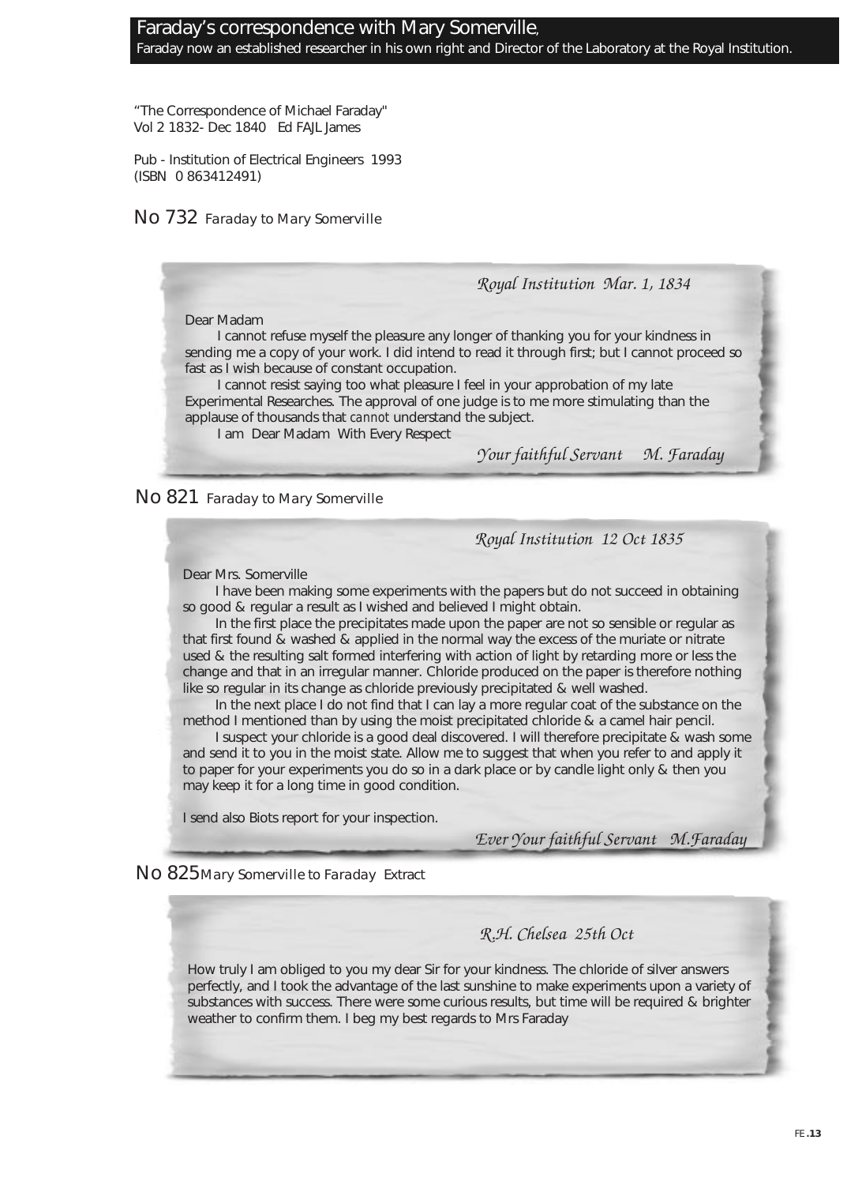## Faraday's correspondence with Mary Somerville,

Faraday now an established researcher in his own right and Director of the Laboratory at the Royal Institution.

"The Correspondence of Michael Faraday"
Vol 2 1832- Dec 1840 Ed FAJL James

Pub - Institution of Electrical Engineers 1993
(ISBN 0 863412491)

### No 732 *Faraday to Mary Somerville*

*Royal Institution Mar. 1, 1834*

Dear Madam

I cannot refuse myself the pleasure any longer of thanking you for your kindness in sending me a copy of your work. I did intend to read it through first; but I cannot proceed so fast as I wish because of constant occupation.

I cannot resist saying too what pleasure I feel in your approbation of my late Experimental Researches. The approval of one judge is to me more stimulating than the applause of thousands that *cannot* understand the subject.

I am Dear Madam With Every Respect

*Your faithful Servant M. Faraday*

### No 821 *Faraday to Mary Somerville*

*Royal Institution 12 Oct 1835*

Dear Mrs. Somerville

I have been making some experiments with the papers but do not succeed in obtaining so good & regular a result as I wished and believed I might obtain.

In the first place the precipitates made upon the paper are not so sensible or regular as that first found & washed & applied in the normal way the excess of the muriate or nitrate used & the resulting salt formed interfering with action of light by retarding more or less the change and that in an irregular manner. Chloride produced on the paper is therefore nothing like so regular in its change as chloride previously precipitated & well washed.

In the next place I do not find that I can lay a more regular coat of the substance on the method I mentioned than by using the moist precipitated chloride & a camel hair pencil.

I suspect your chloride is a good deal discovered. I will therefore precipitate & wash some and send it to you in the moist state. Allow me to suggest that when you refer to and apply it to paper for your experiments you do so in a dark place or by candle light only & then you may keep it for a long time in good condition.

I send also Biots report for your inspection.

*Ever Your faithful Servant M.Faraday*

### No 825 *Mary Somerville to Faraday Extract*

*R.H. Chelsea 25th Oct*

How truly I am obliged to you my dear Sir for your kindness. The chloride of silver answers perfectly, and I took the advantage of the last sunshine to make experiments upon a variety of substances with success. There were some curious results, but time will be required & brighter weather to confirm them. I beg my best regards to Mrs Faraday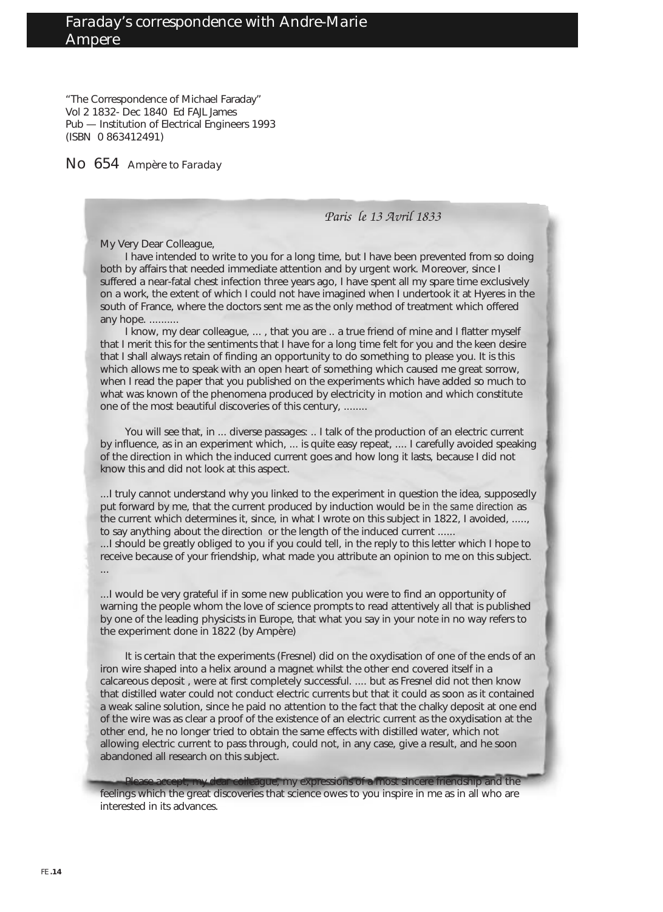# Faraday's correspondence with Andre-Marie Ampere

"The Correspondence of Michael Faraday"
Vol 2 1832- Dec 1840 Ed FAJL James
Pub — Institution of Electrical Engineers 1993
(ISBN 0 863412491)

## No 654 Ampère to Faraday

*Paris le 13 Avril 1833*

My Very Dear Colleague,

I have intended to write to you for a long time, but I have been prevented from so doing both by affairs that needed immediate attention and by urgent work. Moreover, since I suffered a near-fatal chest infection three years ago, I have spent all my spare time exclusively on a work, the extent of which I could not have imagined when I undertook it at Hyeres in the south of France, where the doctors sent me as the only method of treatment which offered any hope. ..........

I know, my dear colleague, ... , that you are .. a true friend of mine and I flatter myself that I merit this for the sentiments that I have for a long time felt for you and the keen desire that I shall always retain of finding an opportunity to do something to please you. It is this which allows me to speak with an open heart of something which caused me great sorrow, when I read the paper that you published on the experiments which have added so much to what was known of the phenomena produced by electricity in motion and which constitute one of the most beautiful discoveries of this century, ........

You will see that, in ... diverse passages: .. I talk of the production of an electric current by influence, as in an experiment which, ... is quite easy repeat, .... I carefully avoided speaking of the direction in which the induced current goes and how long it lasts, because I did not know this and did not look at this aspect.

...I truly cannot understand why you linked to the experiment in question the idea, supposedly put forward by me, that the current produced by induction would be *in the same direction* as the current which determines it, since, in what I wrote on this subject in 1822, I avoided, ....., to say anything about the direction or the length of the induced current ......
...I should be greatly obliged to you if you could tell, in the reply to this letter which I hope to receive because of your friendship, what made you attribute an opinion to me on this subject. ...

...I would be very grateful if in some new publication you were to find an opportunity of warning the people whom the love of science prompts to read attentively all that is published by one of the leading physicists in Europe, that what you say in your note in no way refers to the experiment done in 1822 (by Ampère)

It is certain that the experiments (Fresnel) did on the oxydisation of one of the ends of an iron wire shaped into a helix around a magnet whilst the other end covered itself in a calcareous deposit , were at first completely successful. .... but as Fresnel did not then know that distilled water could not conduct electric currents but that it could as soon as it contained a weak saline solution, since he paid no attention to the fact that the chalky deposit at one end of the wire was as clear a proof of the existence of an electric current as the oxydisation at the other end, he no longer tried to obtain the same effects with distilled water, which not allowing electric current to pass through, could not, in any case, give a result, and he soon abandoned all research on this subject.

Please accept, my dear colleague, my expressions of a most sincere friendship and the feelings which the great discoveries that science owes to you inspire in me as in all who are interested in its advances.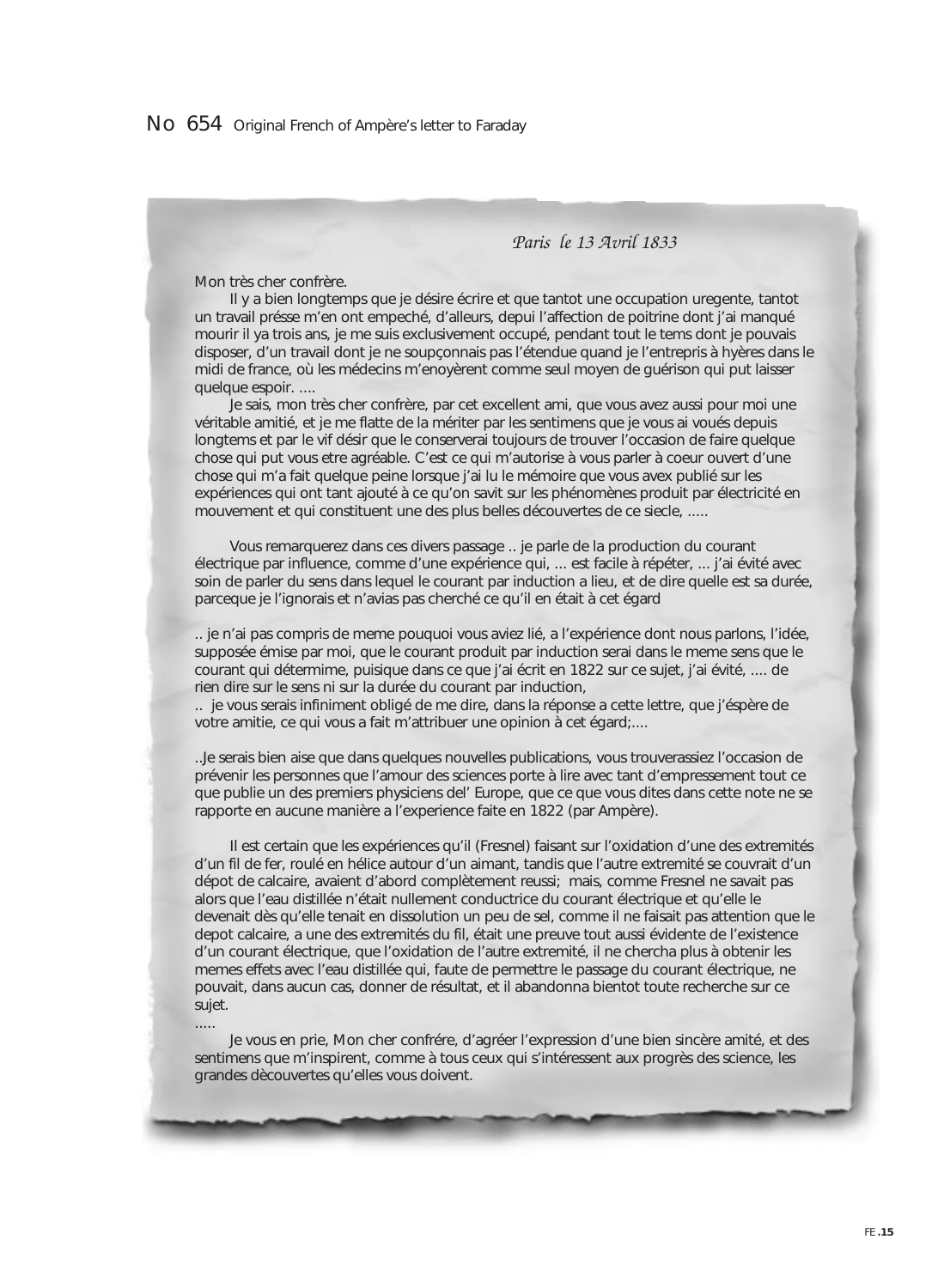# No 654 Original French of Ampère's letter to Faraday

*Paris le 13 Avril 1833*

Mon très cher confrère.

Il y a bien longtemps que je désire écrire et que tantot une occupation uregente, tantot un travail présse m'en ont empeché, d'alleurs, depui l'affection de poitrine dont j'ai manqué mourir il ya trois ans, je me suis exclusivement occupé, pendant tout le tems dont je pouvais disposer, d'un travail dont je ne soupçonnais pas l'étendue quand je l'entrepris à hyères dans le midi de france, où les médecins m'enoyèrent comme seul moyen de guérison qui put laisser quelque espoir. ....

Je sais, mon très cher confrère, par cet excellent ami, que vous avez aussi pour moi une véritable amitié, et je me flatte de la mériter par les sentimens que je vous ai voués depuis longtems et par le vif désir que le conserverai toujours de trouver l'occasion de faire quelque chose qui put vous etre agréable. C'est ce qui m'autorise à vous parler à coeur ouvert d'une chose qui m'a fait quelque peine lorsque j'ai lu le mémoire que vous avex publié sur les expériences qui ont tant ajouté à ce qu'on savit sur les phénomènes produit par électricité en mouvement et qui constituent une des plus belles découvertes de ce siecle, .....

Vous remarquerez dans ces divers passage .. je parle de la production du courant électrique par influence, comme d'une expérience qui, ... est facile à répéter, ... j'ai évité avec soin de parler du sens dans lequel le courant par induction a lieu, et de dire quelle est sa durée, parceque je l'ignorais et n'avias pas cherché ce qu'il en était à cet égard

.. je n'ai pas compris de meme pouquoi vous aviez lié, a l'expérience dont nous parlons, l'idée, supposée émise par moi, que le courant produit par induction serai dans le meme sens que le courant qui détermime, puisique dans ce que j'ai écrit en 1822 sur ce sujet, j'ai évité, .... de rien dire sur le sens ni sur la durée du courant par induction,
.. je vous serais infiniment obligé de me dire, dans la réponse a cette lettre, que j'éspère de votre amitie, ce qui vous a fait m'attribuer une opinion à cet égard;....

..Je serais bien aise que dans quelques nouvelles publications, vous trouverassiez l'occasion de prévenir les personnes que l'amour des sciences porte à lire avec tant d'empressement tout ce que publie un des premiers physiciens del' Europe, que ce que vous dites dans cette note ne se rapporte en aucune manière a l'experience faite en 1822 (par Ampère).

Il est certain que les expériences qu'il (Fresnel) faisant sur l'oxidation d'une des extremités d'un fil de fer, roulé en hélice autour d'un aimant, tandis que l'autre extremité se couvrait d'un dépot de calcaire, avaient d'abord complètement reussi; mais, comme Fresnel ne savait pas alors que l'eau distillée n'était nullement conductrice du courant électrique et qu'elle le devenait dès qu'elle tenait en dissolution un peu de sel, comme il ne faisait pas attention que le depot calcaire, a une des extremités du fil, était une preuve tout aussi évidente de l'existence d'un courant électrique, que l'oxidation de l'autre extremité, il ne chercha plus à obtenir les memes effets avec l'eau distillée qui, faute de permettre le passage du courant électrique, ne pouvait, dans aucun cas, donner de résultat, et il abandonna bientot toute recherche sur ce sujet.

.....

Je vous en prie, Mon cher confrére, d'agréer l'expression d'une bien sincère amité, et des sentimens que m'inspirent, comme à tous ceux qui s'intéressent aux progrès des science, les grandes dècouvertes qu'elles vous doivent.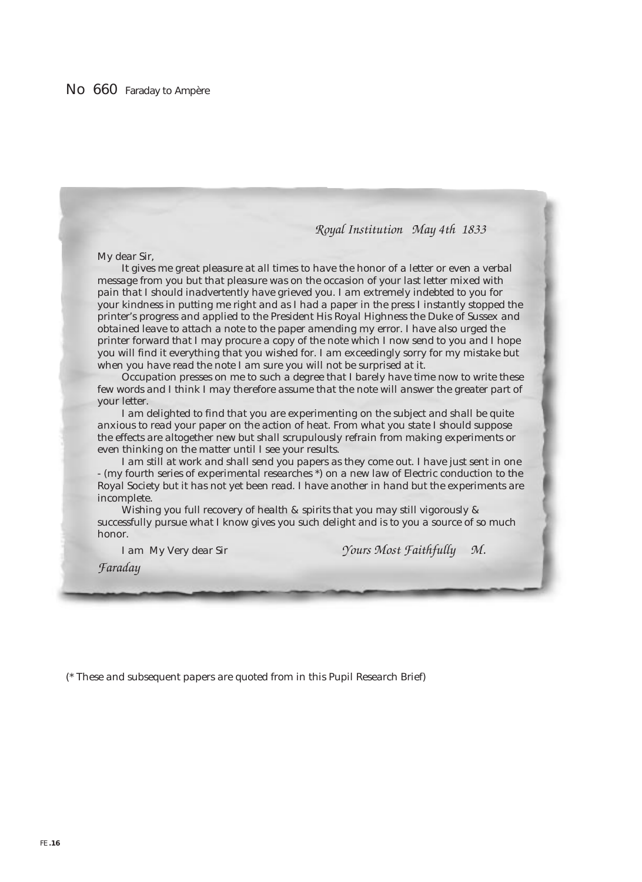## No 660 Faraday to Ampère

*Royal Institution May 4th 1833*

My dear Sir,

It gives me great pleasure at all times to have the honor of a letter or even a verbal message from you but that pleasure was on the occasion of your last letter mixed with pain that I should inadvertently have grieved you. I am extremely indebted to you for your kindness in putting me right and as I had a paper in the press I instantly stopped the printer's progress and applied to the President His Royal Highness the Duke of Sussex and obtained leave to attach a note to the paper amending my error. I have also urged the printer forward that I may procure a copy of the note which I now send to you and I hope you will find it everything that you wished for. I am exceedingly sorry for my mistake but when you have read the note I am sure you will not be surprised at it.

Occupation presses on me to such a degree that I barely have time now to write these few words and I think I may therefore assume that the note will answer the greater part of your letter.

I am delighted to find that you are experimenting on the subject and shall be quite anxious to read your paper on the action of heat. From what you state I should suppose the effects are altogether new but shall scrupulously refrain from making experiments or even thinking on the matter until I see your results.

I am still at work and shall send you papers as they come out. I have just sent in one - (my fourth series of experimental researches *) on a new law of Electric conduction to the Royal Society but it has not yet been read. I have another in hand but the experiments are incomplete.

Wishing you full recovery of health & spirits that you may still vigorously & successfully pursue what I know gives you such delight and is to you a source of so much honor.

I am My Very dear Sir *Yours Most Faithfully M. Faraday*

(* These and subsequent papers are quoted from in this Pupil Research Brief)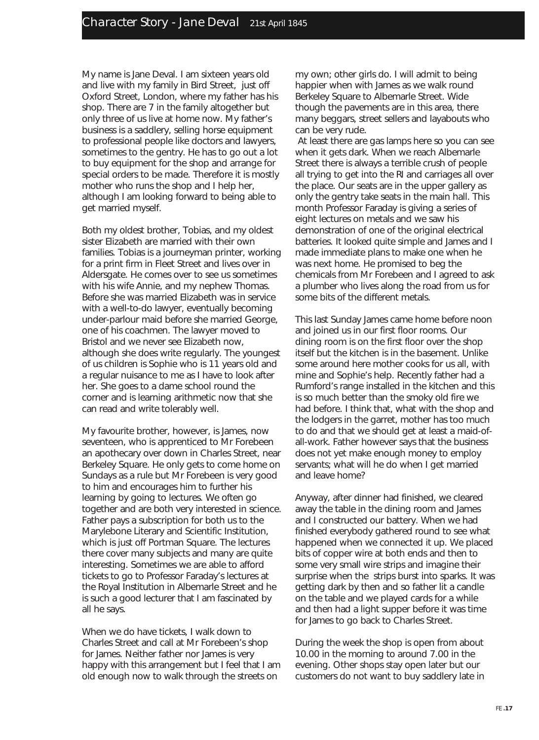# Character Story - Jane Deval 21st April 1845

My name is Jane Deval. I am sixteen years old and live with my family in Bird Street, just off Oxford Street, London, where my father has his shop. There are 7 in the family altogether but only three of us live at home now. My father's business is a saddlery, selling horse equipment to professional people like doctors and lawyers, sometimes to the gentry. He has to go out a lot to buy equipment for the shop and arrange for special orders to be made. Therefore it is mostly mother who runs the shop and I help her, although I am looking forward to being able to get married myself.

Both my oldest brother, Tobias, and my oldest sister Elizabeth are married with their own families. Tobias is a journeyman printer, working for a print firm in Fleet Street and lives over in Aldersgate. He comes over to see us sometimes with his wife Annie, and my nephew Thomas. Before she was married Elizabeth was in service with a well-to-do lawyer, eventually becoming under-parlour maid before she married George, one of his coachmen. The lawyer moved to Bristol and we never see Elizabeth now, although she does write regularly. The youngest of us children is Sophie who is 11 years old and a regular nuisance to me as I have to look after her. She goes to a dame school round the corner and is learning arithmetic now that she can read and write tolerably well.

My favourite brother, however, is James, now seventeen, who is apprenticed to Mr Forebeen an apothecary over down in Charles Street, near Berkeley Square. He only gets to come home on Sundays as a rule but Mr Forebeen is very good to him and encourages him to further his learning by going to lectures. We often go together and are both very interested in science. Father pays a subscription for both us to the Marylebone Literary and Scientific Institution, which is just off Portman Square. The lectures there cover many subjects and many are quite interesting. Sometimes we are able to afford tickets to go to Professor Faraday's lectures at the Royal Institution in Albemarle Street and he is such a good lecturer that I am fascinated by all he says.

When we do have tickets, I walk down to Charles Street and call at Mr Forebeen's shop for James. Neither father nor James is very happy with this arrangement but I feel that I am old enough now to walk through the streets on my own; other girls do. I will admit to being happier when with James as we walk round Berkeley Square to Albemarle Street. Wide though the pavements are in this area, there many beggars, street sellers and layabouts who can be very rude.

At least there are gas lamps here so you can see when it gets dark. When we reach Albemarle Street there is always a terrible crush of people all trying to get into the RI and carriages all over the place. Our seats are in the upper gallery as only the gentry take seats in the main hall. This month Professor Faraday is giving a series of eight lectures on metals and we saw his demonstration of one of the original electrical batteries. It looked quite simple and James and I made immediate plans to make one when he was next home. He promised to beg the chemicals from Mr Forebeen and I agreed to ask a plumber who lives along the road from us for some bits of the different metals.

This last Sunday James came home before noon and joined us in our first floor rooms. Our dining room is on the first floor over the shop itself but the kitchen is in the basement. Unlike some around here mother cooks for us all, with mine and Sophie's help. Recently father had a Rumford's range installed in the kitchen and this is so much better than the smoky old fire we had before. I think that, what with the shop and the lodgers in the garret, mother has too much to do and that we should get at least a maid-of-all-work. Father however says that the business does not yet make enough money to employ servants; what will he do when I get married and leave home?

Anyway, after dinner had finished, we cleared away the table in the dining room and James and I constructed our battery. When we had finished everybody gathered round to see what happened when we connected it up. We placed bits of copper wire at both ends and then to some very small wire strips and imagine their surprise when the strips burst into sparks. It was getting dark by then and so father lit a candle on the table and we played cards for a while and then had a light supper before it was time for James to go back to Charles Street.

During the week the shop is open from about 10.00 in the morning to around 7.00 in the evening. Other shops stay open later but our customers do not want to buy saddlery late in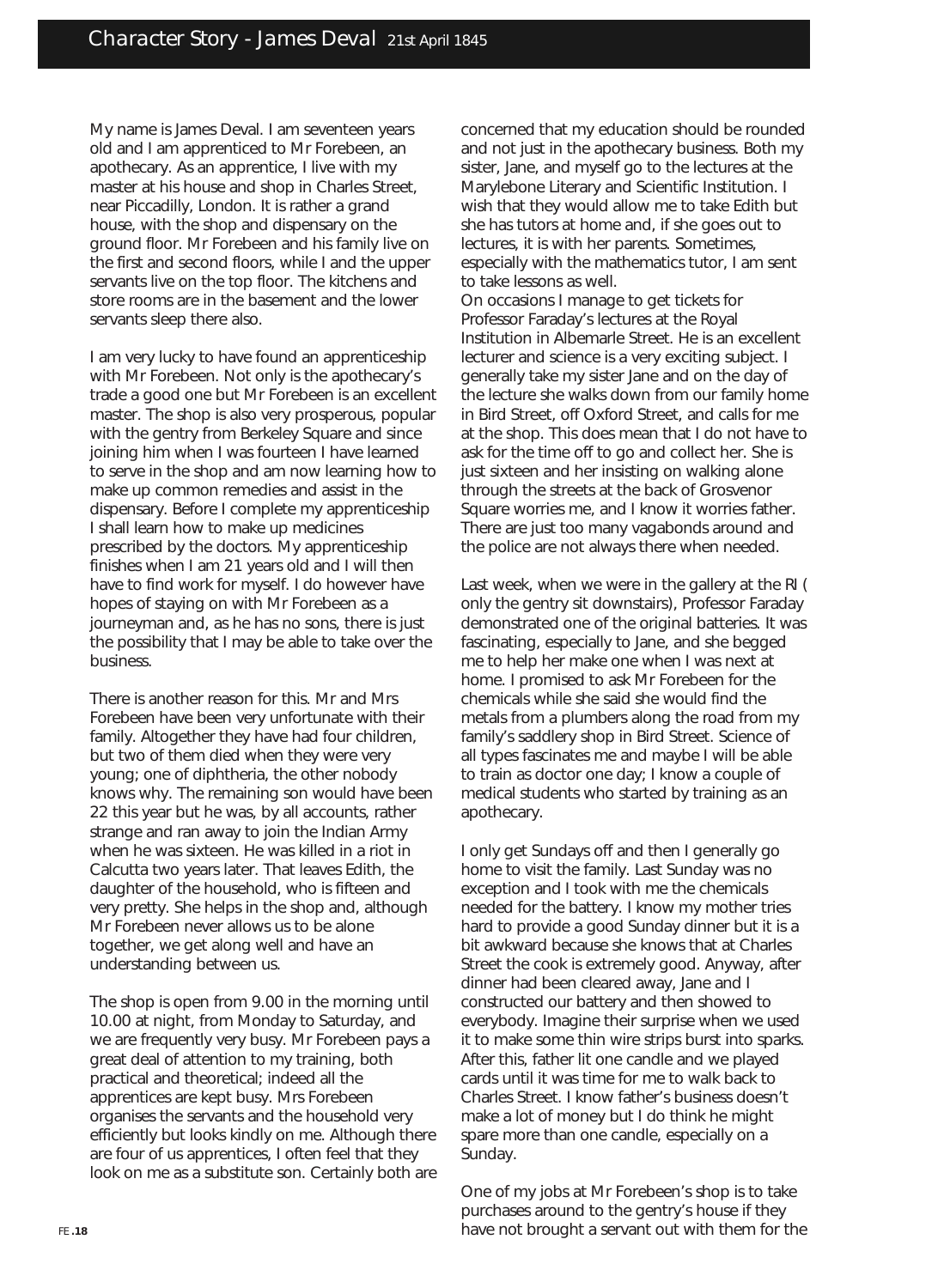# Character Story - James Deval 21st April 1845

My name is James Deval. I am seventeen years old and I am apprenticed to Mr Forebeen, an apothecary. As an apprentice, I live with my master at his house and shop in Charles Street, near Piccadilly, London. It is rather a grand house, with the shop and dispensary on the ground floor. Mr Forebeen and his family live on the first and second floors, while I and the upper servants live on the top floor. The kitchens and store rooms are in the basement and the lower servants sleep there also.

I am very lucky to have found an apprenticeship with Mr Forebeen. Not only is the apothecary's trade a good one but Mr Forebeen is an excellent master. The shop is also very prosperous, popular with the gentry from Berkeley Square and since joining him when I was fourteen I have learned to serve in the shop and am now learning how to make up common remedies and assist in the dispensary. Before I complete my apprenticeship I shall learn how to make up medicines prescribed by the doctors. My apprenticeship finishes when I am 21 years old and I will then have to find work for myself. I do however have hopes of staying on with Mr Forebeen as a journeyman and, as he has no sons, there is just the possibility that I may be able to take over the business.

There is another reason for this. Mr and Mrs Forebeen have been very unfortunate with their family. Altogether they have had four children, but two of them died when they were very young; one of diphtheria, the other nobody knows why. The remaining son would have been 22 this year but he was, by all accounts, rather strange and ran away to join the Indian Army when he was sixteen. He was killed in a riot in Calcutta two years later. That leaves Edith, the daughter of the household, who is fifteen and very pretty. She helps in the shop and, although Mr Forebeen never allows us to be alone together, we get along well and have an understanding between us.

The shop is open from 9.00 in the morning until 10.00 at night, from Monday to Saturday, and we are frequently very busy. Mr Forebeen pays a great deal of attention to my training, both practical and theoretical; indeed all the apprentices are kept busy. Mrs Forebeen organises the servants and the household very efficiently but looks kindly on me. Although there are four of us apprentices, I often feel that they look on me as a substitute son. Certainly both are concerned that my education should be rounded and not just in the apothecary business. Both my sister, Jane, and myself go to the lectures at the Marylebone Literary and Scientific Institution. I wish that they would allow me to take Edith but she has tutors at home and, if she goes out to lectures, it is with her parents. Sometimes, especially with the mathematics tutor, I am sent to take lessons as well.

On occasions I manage to get tickets for Professor Faraday's lectures at the Royal Institution in Albemarle Street. He is an excellent lecturer and science is a very exciting subject. I generally take my sister Jane and on the day of the lecture she walks down from our family home in Bird Street, off Oxford Street, and calls for me at the shop. This does mean that I do not have to ask for the time off to go and collect her. She is just sixteen and her insisting on walking alone through the streets at the back of Grosvenor Square worries me, and I know it worries father. There are just too many vagabonds around and the police are not always there when needed.

Last week, when we were in the gallery at the RI ( only the gentry sit downstairs), Professor Faraday demonstrated one of the original batteries. It was fascinating, especially to Jane, and she begged me to help her make one when I was next at home. I promised to ask Mr Forebeen for the chemicals while she said she would find the metals from a plumbers along the road from my family's saddlery shop in Bird Street. Science of all types fascinates me and maybe I will be able to train as doctor one day; I know a couple of medical students who started by training as an apothecary.

I only get Sundays off and then I generally go home to visit the family. Last Sunday was no exception and I took with me the chemicals needed for the battery. I know my mother tries hard to provide a good Sunday dinner but it is a bit awkward because she knows that at Charles Street the cook is extremely good. Anyway, after dinner had been cleared away, Jane and I constructed our battery and then showed to everybody. Imagine their surprise when we used it to make some thin wire strips burst into sparks. After this, father lit one candle and we played cards until it was time for me to walk back to Charles Street. I know father's business doesn't make a lot of money but I do think he might spare more than one candle, especially on a Sunday.

One of my jobs at Mr Forebeen's shop is to take purchases around to the gentry's house if they have not brought a servant out with them for the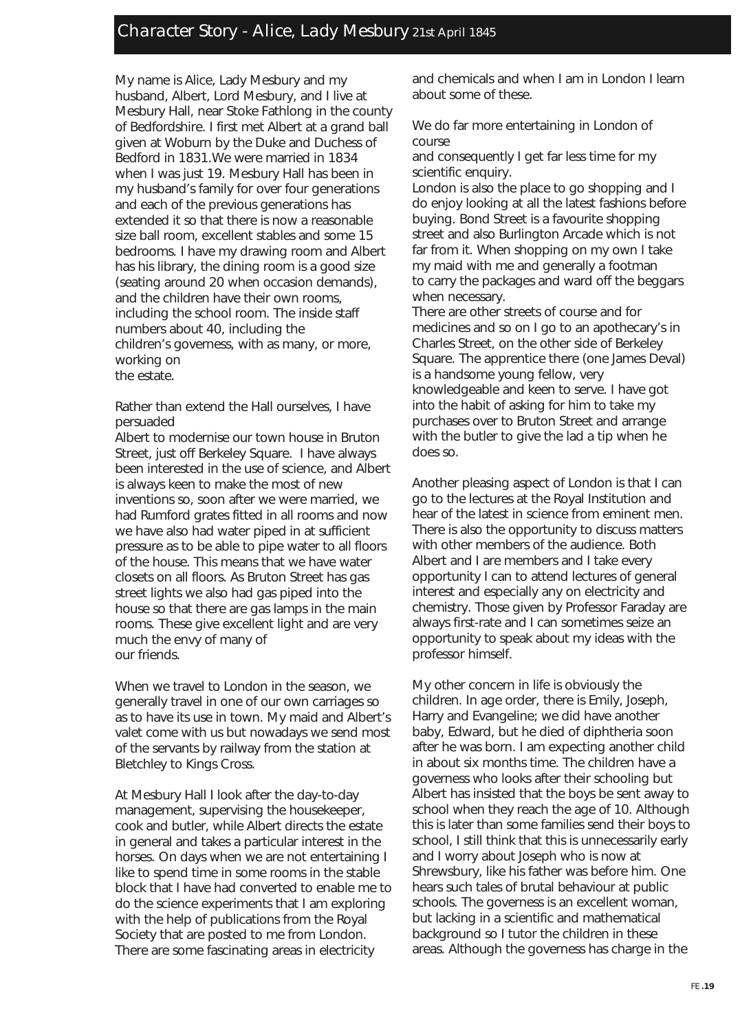# Character Story - Alice, Lady Mesbury 21st April 1845

My name is Alice, Lady Mesbury and my husband, Albert, Lord Mesbury, and I live at Mesbury Hall, near Stoke Fathlong in the county of Bedfordshire. I first met Albert at a grand ball given at Woburn by the Duke and Duchess of Bedford in 1831.We were married in 1834 when I was just 19. Mesbury Hall has been in my husband's family for over four generations and each of the previous generations has extended it so that there is now a reasonable size ball room, excellent stables and some 15 bedrooms. I have my drawing room and Albert has his library, the dining room is a good size (seating around 20 when occasion demands), and the children have their own rooms, including the school room. The inside staff numbers about 40, including the children's governess, with as many, or more, working on the estate.

Rather than extend the Hall ourselves, I have persuaded Albert to modernise our town house in Bruton Street, just off Berkeley Square. I have always been interested in the use of science, and Albert is always keen to make the most of new inventions so, soon after we were married, we had Rumford grates fitted in all rooms and now we have also had water piped in at sufficient pressure as to be able to pipe water to all floors of the house. This means that we have water closets on all floors. As Bruton Street has gas street lights we also had gas piped into the house so that there are gas lamps in the main rooms. These give excellent light and are very much the envy of many of our friends.

When we travel to London in the season, we generally travel in one of our own carriages so as to have its use in town. My maid and Albert's valet come with us but nowadays we send most of the servants by railway from the station at Bletchley to Kings Cross.

At Mesbury Hall I look after the day-to-day management, supervising the housekeeper, cook and butler, while Albert directs the estate in general and takes a particular interest in the horses. On days when we are not entertaining I like to spend time in some rooms in the stable block that I have had converted to enable me to do the science experiments that I am exploring with the help of publications from the Royal Society that are posted to me from London. There are some fascinating areas in electricity and chemicals and when I am in London I learn about some of these.

We do far more entertaining in London of course and consequently I get far less time for my scientific enquiry.

London is also the place to go shopping and I do enjoy looking at all the latest fashions before buying. Bond Street is a favourite shopping street and also Burlington Arcade which is not far from it. When shopping on my own I take my maid with me and generally a footman to carry the packages and ward off the beggars when necessary.

There are other streets of course and for medicines and so on I go to an apothecary's in Charles Street, on the other side of Berkeley Square. The apprentice there (one James Deval) is a handsome young fellow, very knowledgeable and keen to serve. I have got into the habit of asking for him to take my purchases over to Bruton Street and arrange with the butler to give the lad a tip when he does so.

Another pleasing aspect of London is that I can go to the lectures at the Royal Institution and hear of the latest in science from eminent men. There is also the opportunity to discuss matters with other members of the audience. Both Albert and I are members and I take every opportunity I can to attend lectures of general interest and especially any on electricity and chemistry. Those given by Professor Faraday are always first-rate and I can sometimes seize an opportunity to speak about my ideas with the professor himself.

My other concern in life is obviously the children. In age order, there is Emily, Joseph, Harry and Evangeline; we did have another baby, Edward, but he died of diphtheria soon after he was born. I am expecting another child in about six months time. The children have a governess who looks after their schooling but Albert has insisted that the boys be sent away to school when they reach the age of 10. Although this is later than some families send their boys to school, I still think that this is unnecessarily early and I worry about Joseph who is now at Shrewsbury, like his father was before him. One hears such tales of brutal behaviour at public schools. The governess is an excellent woman, but lacking in a scientific and mathematical background so I tutor the children in these areas. Although the governess has charge in the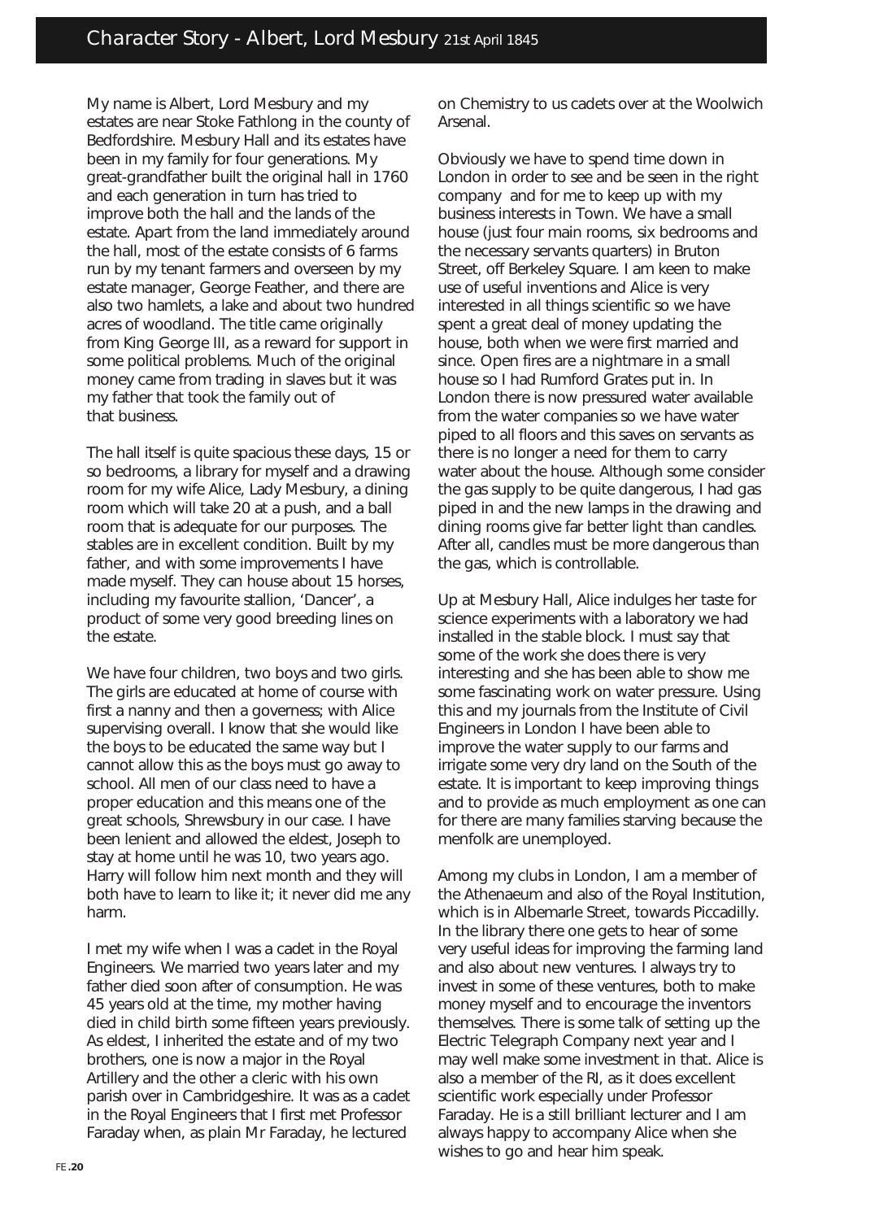# Character Story - Albert, Lord Mesbury 21st April 1845

My name is Albert, Lord Mesbury and my estates are near Stoke Fathlong in the county of Bedfordshire. Mesbury Hall and its estates have been in my family for four generations. My great-grandfather built the original hall in 1760 and each generation in turn has tried to improve both the hall and the lands of the estate. Apart from the land immediately around the hall, most of the estate consists of 6 farms run by my tenant farmers and overseen by my estate manager, George Feather, and there are also two hamlets, a lake and about two hundred acres of woodland. The title came originally from King George III, as a reward for support in some political problems. Much of the original money came from trading in slaves but it was my father that took the family out of that business.

The hall itself is quite spacious these days, 15 or so bedrooms, a library for myself and a drawing room for my wife Alice, Lady Mesbury, a dining room which will take 20 at a push, and a ball room that is adequate for our purposes. The stables are in excellent condition. Built by my father, and with some improvements I have made myself. They can house about 15 horses, including my favourite stallion, 'Dancer', a product of some very good breeding lines on the estate.

We have four children, two boys and two girls. The girls are educated at home of course with first a nanny and then a governess; with Alice supervising overall. I know that she would like the boys to be educated the same way but I cannot allow this as the boys must go away to school. All men of our class need to have a proper education and this means one of the great schools, Shrewsbury in our case. I have been lenient and allowed the eldest, Joseph to stay at home until he was 10, two years ago. Harry will follow him next month and they will both have to learn to like it; it never did me any harm.

I met my wife when I was a cadet in the Royal Engineers. We married two years later and my father died soon after of consumption. He was 45 years old at the time, my mother having died in child birth some fifteen years previously. As eldest, I inherited the estate and of my two brothers, one is now a major in the Royal Artillery and the other a cleric with his own parish over in Cambridgeshire. It was as a cadet in the Royal Engineers that I first met Professor Faraday when, as plain Mr Faraday, he lectured on Chemistry to us cadets over at the Woolwich Arsenal.

Obviously we have to spend time down in London in order to see and be seen in the right company and for me to keep up with my business interests in Town. We have a small house (just four main rooms, six bedrooms and the necessary servants quarters) in Bruton Street, off Berkeley Square. I am keen to make use of useful inventions and Alice is very interested in all things scientific so we have spent a great deal of money updating the house, both when we were first married and since. Open fires are a nightmare in a small house so I had Rumford Grates put in. In London there is now pressured water available from the water companies so we have water piped to all floors and this saves on servants as there is no longer a need for them to carry water about the house. Although some consider the gas supply to be quite dangerous, I had gas piped in and the new lamps in the drawing and dining rooms give far better light than candles. After all, candles must be more dangerous than the gas, which is controllable.

Up at Mesbury Hall, Alice indulges her taste for science experiments with a laboratory we had installed in the stable block. I must say that some of the work she does there is very interesting and she has been able to show me some fascinating work on water pressure. Using this and my journals from the Institute of Civil Engineers in London I have been able to improve the water supply to our farms and irrigate some very dry land on the South of the estate. It is important to keep improving things and to provide as much employment as one can for there are many families starving because the menfolk are unemployed.

Among my clubs in London, I am a member of the Athenaeum and also of the Royal Institution, which is in Albemarle Street, towards Piccadilly. In the library there one gets to hear of some very useful ideas for improving the farming land and also about new ventures. I always try to invest in some of these ventures, both to make money myself and to encourage the inventors themselves. There is some talk of setting up the Electric Telegraph Company next year and I may well make some investment in that. Alice is also a member of the RI, as it does excellent scientific work especially under Professor Faraday. He is a still brilliant lecturer and I am always happy to accompany Alice when she wishes to go and hear him speak.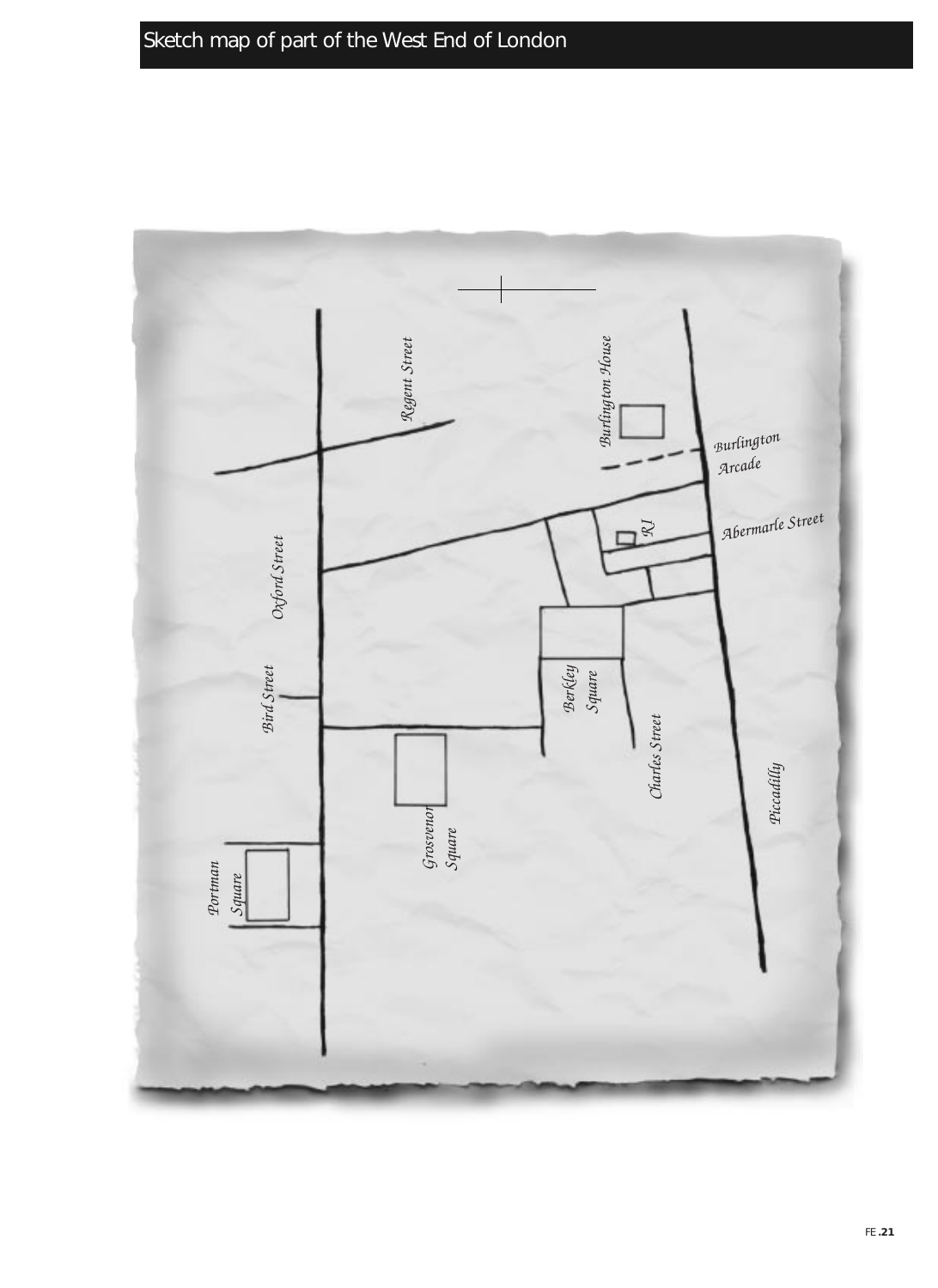# Sketch map of part of the West End of London

Regent Street

Burlington House

Burlington Arcade

Abermarle Street

RI

Oxford Street

Bird Street

Berkley Square

Charles Street

Piccadilly

Grosvenor Square

Portman Square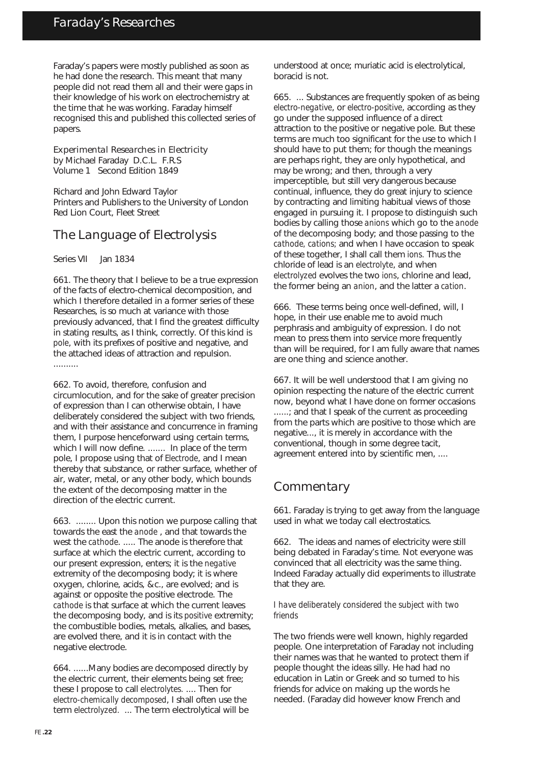# Faraday's Researches

Faraday's papers were mostly published as soon as he had done the research. This meant that many people did not read them all and their were gaps in their knowledge of his work on electrochemistry at the time that he was working. Faraday himself recognised this and published this collected series of papers.

*Experimental Researches in Electricity*
by Michael Faraday D.C.L. F.R.S
Volume 1 Second Edition 1849

Richard and John Edward Taylor
Printers and Publishers to the University of London
Red Lion Court, Fleet Street

## The Language of Electrolysis

Series VII Jan 1834

661. The theory that I believe to be a true expression of the facts of electro-chemical decomposition, and which I therefore detailed in a former series of these Researches, is so much at variance with those previously advanced, that I find the greatest difficulty in stating results, as I think, correctly. Of this kind is *pole*, with its prefixes of positive and negative, and the attached ideas of attraction and repulsion. ..........

662. To avoid, therefore, confusion and circumlocution, and for the sake of greater precision of expression than I can otherwise obtain, I have deliberately considered the subject with two friends, and with their assistance and concurrence in framing them, I purpose henceforward using certain terms, which I will now define. ....... In place of the term pole, I propose using that of *Electrode*, and I mean thereby that substance, or rather surface, whether of air, water, metal, or any other body, which bounds the extent of the decomposing matter in the direction of the electric current.

663. ........ Upon this notion we purpose calling that towards the east the *anode* , and that towards the west the *cathode*. ..... The anode is therefore that surface at which the electric current, according to our present expression, enters; it is the *negative* extremity of the decomposing body; it is where oxygen, chlorine, acids, &c., are evolved; and is against or opposite the positive electrode. The *cathode* is that surface at which the current leaves the decomposing body, and is its *positive* extremity; the combustible bodies, metals, alkalies, and bases, are evolved there, and it is in contact with the negative electrode.

664. ......Many bodies are decomposed directly by the electric current, their elements being set free; these I propose to call *electrolytes.* .... Then for *electro-chemically decomposed*, I shall often use the term *electrolyzed.* ... The term electrolytical will be understood at once; muriatic acid is electrolytical, boracid is not.

665. ... Substances are frequently spoken of as being *electro-negative*, or *electro-positive*, according as they go under the supposed influence of a direct attraction to the positive or negative pole. But these terms are much too significant for the use to which I should have to put them; for though the meanings are perhaps right, they are only hypothetical, and may be wrong; and then, through a very imperceptible, but still very dangerous because continual, influence, they do great injury to science by contracting and limiting habitual views of those engaged in pursuing it. I propose to distinguish such bodies by calling those *anions* which go to the *anode* of the decomposing body; and those passing to the *cathode, cations*; and when I have occasion to speak of these together, I shall call them *ions.* Thus the chloride of lead is an *electrolyte*, and when *electrolyzed* evolves the two *ions*, chlorine and lead, the former being an *anion*, and the latter a *cation*.

666. These terms being once well-defined, will, I hope, in their use enable me to avoid much perphrasis and ambiguity of expression. I do not mean to press them into service more frequently than will be required, for I am fully aware that names are one thing and science another.

667. It will be well understood that I am giving no opinion respecting the nature of the electric current now, beyond what I have done on former occasions ......; and that I speak of the current as proceeding from the parts which are positive to those which are negative..., it is merely in accordance with the conventional, though in some degree tacit, agreement entered into by scientific men, ....

## Commentary

661. Faraday is trying to get away from the language used in what we today call electrostatics.

662. The ideas and names of electricity were still being debated in Faraday's time. Not everyone was convinced that all electricity was the same thing. Indeed Faraday actually did experiments to illustrate that they are.

*I have deliberately considered the subject with two friends*

The two friends were well known, highly regarded people. One interpretation of Faraday not including their names was that he wanted to protect them if people thought the ideas silly. He had had no education in Latin or Greek and so turned to his friends for advice on making up the words he needed. (Faraday did however know French and